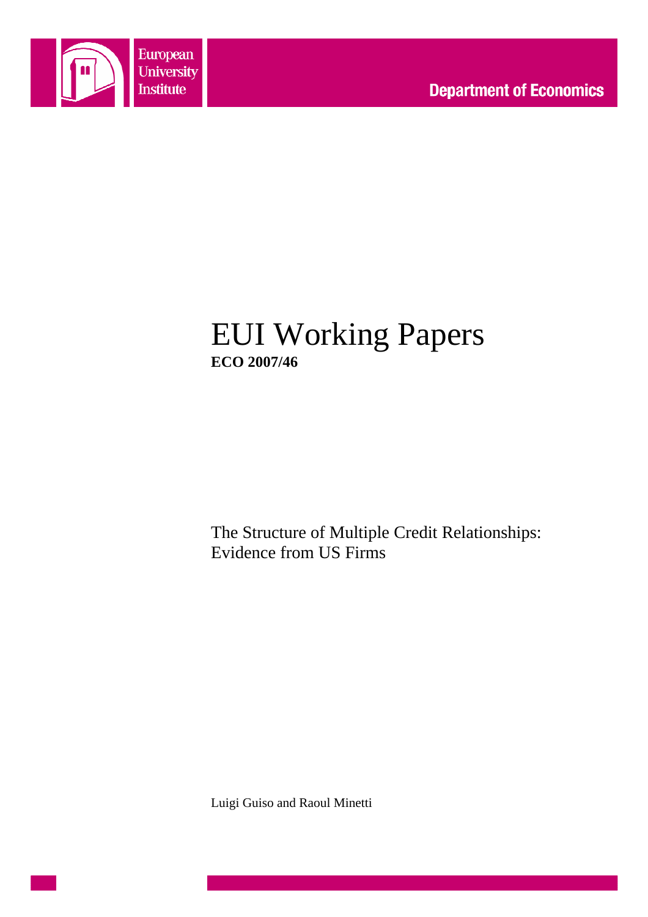European University Institute

**Department of Economics**

# EUI Working Papers

**ECO 2007/46**

The Structure of Multiple Credit Relationships: Evidence from US Firms

Luigi Guiso and Raoul Minetti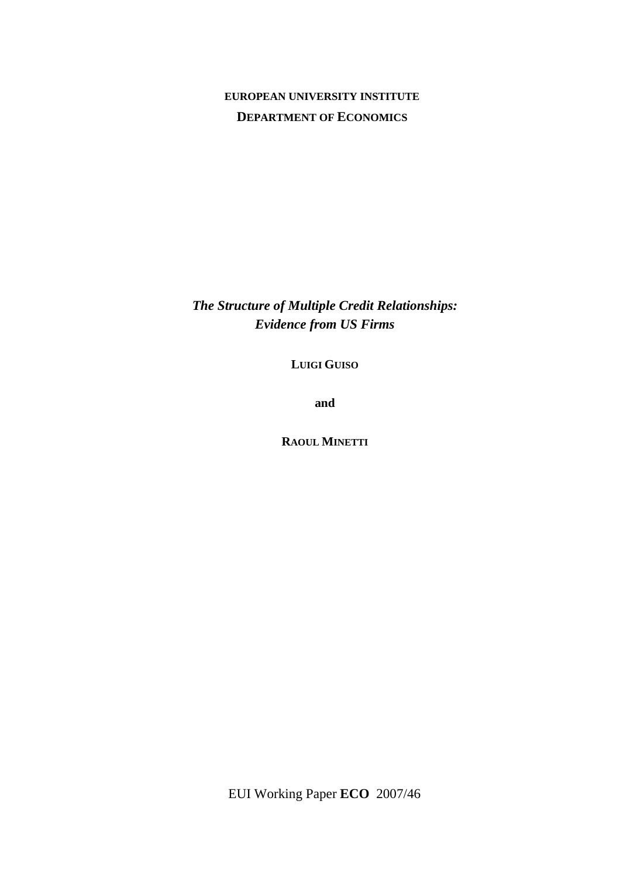**EUROPEAN UNIVERSITY INSTITUTE**

**DEPARTMENT OF ECONOMICS**

# *The Structure of Multiple Credit Relationships: Evidence from US Firms*

**LUIGI GUISO**

**and**

**RAOUL MINETTI**

EUI Working Paper **ECO** 2007/46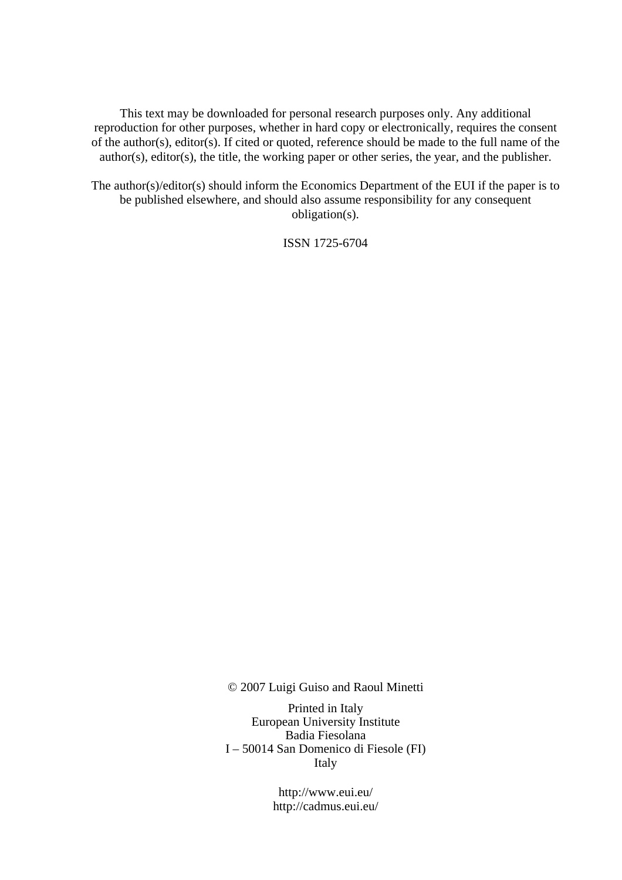This text may be downloaded for personal research purposes only. Any additional reproduction for other purposes, whether in hard copy or electronically, requires the consent of the author(s), editor(s). If cited or quoted, reference should be made to the full name of the author(s), editor(s), the title, the working paper or other series, the year, and the publisher.

The author(s)/editor(s) should inform the Economics Department of the EUI if the paper is to be published elsewhere, and should also assume responsibility for any consequent obligation(s).

ISSN 1725-6704

© 2007 Luigi Guiso and Raoul Minetti

Printed in Italy
European University Institute
Badia Fiesolana
I – 50014 San Domenico di Fiesole (FI)
Italy

http://www.eui.eu/
http://cadmus.eui.eu/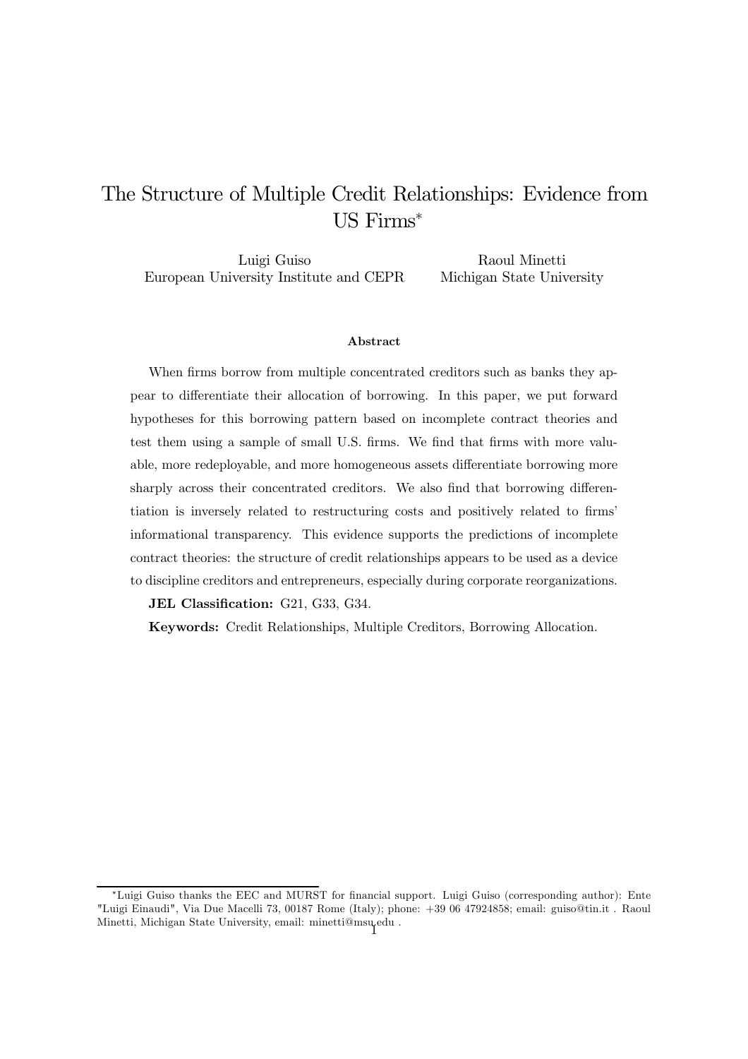# The Structure of Multiple Credit Relationships: Evidence from US Firms*

Luigi Guiso
European University Institute and CEPR

Raoul Minetti
Michigan State University

### Abstract

When firms borrow from multiple concentrated creditors such as banks they appear to differentiate their allocation of borrowing. In this paper, we put forward hypotheses for this borrowing pattern based on incomplete contract theories and test them using a sample of small U.S. firms. We find that firms with more valuable, more redeployable, and more homogeneous assets differentiate borrowing more sharply across their concentrated creditors. We also find that borrowing differentiation is inversely related to restructuring costs and positively related to firms' informational transparency. This evidence supports the predictions of incomplete contract theories: the structure of credit relationships appears to be used as a device to discipline creditors and entrepreneurs, especially during corporate reorganizations.

**JEL Classification:** G21, G33, G34.

**Keywords:** Credit Relationships, Multiple Creditors, Borrowing Allocation.

---

*Luigi Guiso thanks the EEC and MURST for financial support. Luigi Guiso (corresponding author): Ente "Luigi Einaudi", Via Due Macelli 73, 00187 Rome (Italy); phone: +39 06 47924858; email: guiso@tin.it . Raoul Minetti, Michigan State University, email: minetti@msu.edu .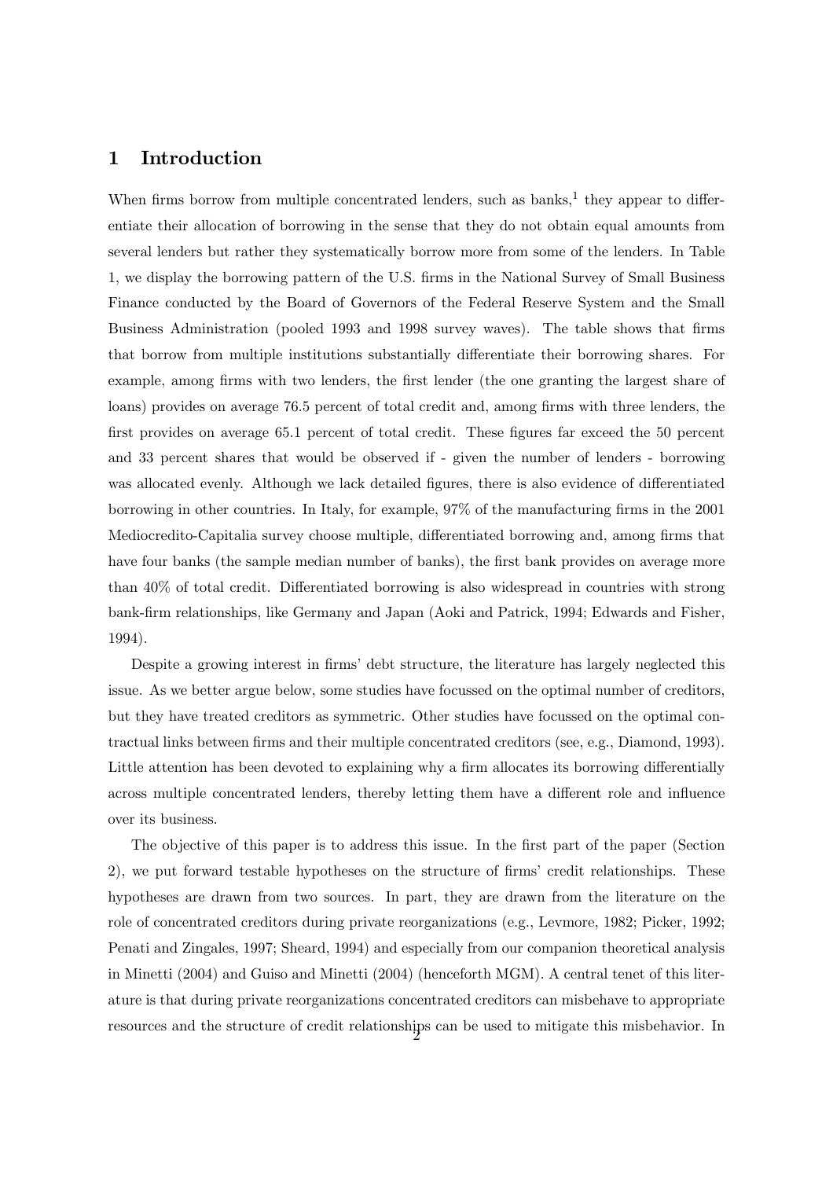# 1 Introduction

When firms borrow from multiple concentrated lenders, such as banks,[1] they appear to differentiate their allocation of borrowing in the sense that they do not obtain equal amounts from several lenders but rather they systematically borrow more from some of the lenders. In Table 1, we display the borrowing pattern of the U.S. firms in the National Survey of Small Business Finance conducted by the Board of Governors of the Federal Reserve System and the Small Business Administration (pooled 1993 and 1998 survey waves). The table shows that firms that borrow from multiple institutions substantially differentiate their borrowing shares. For example, among firms with two lenders, the first lender (the one granting the largest share of loans) provides on average 76.5 percent of total credit and, among firms with three lenders, the first provides on average 65.1 percent of total credit. These figures far exceed the 50 percent and 33 percent shares that would be observed if - given the number of lenders - borrowing was allocated evenly. Although we lack detailed figures, there is also evidence of differentiated borrowing in other countries. In Italy, for example, 97% of the manufacturing firms in the 2001 Mediocredito-Capitalia survey choose multiple, differentiated borrowing and, among firms that have four banks (the sample median number of banks), the first bank provides on average more than 40% of total credit. Differentiated borrowing is also widespread in countries with strong bank-firm relationships, like Germany and Japan (Aoki and Patrick, 1994; Edwards and Fisher, 1994).

Despite a growing interest in firms' debt structure, the literature has largely neglected this issue. As we better argue below, some studies have focussed on the optimal number of creditors, but they have treated creditors as symmetric. Other studies have focussed on the optimal contractual links between firms and their multiple concentrated creditors (see, e.g., Diamond, 1993). Little attention has been devoted to explaining why a firm allocates its borrowing differentially across multiple concentrated lenders, thereby letting them have a different role and influence over its business.

The objective of this paper is to address this issue. In the first part of the paper (Section 2), we put forward testable hypotheses on the structure of firms' credit relationships. These hypotheses are drawn from two sources. In part, they are drawn from the literature on the role of concentrated creditors during private reorganizations (e.g., Levmore, 1982; Picker, 1992; Penati and Zingales, 1997; Sheard, 1994) and especially from our companion theoretical analysis in Minetti (2004) and Guiso and Minetti (2004) (henceforth MGM). A central tenet of this literature is that during private reorganizations concentrated creditors can misbehave to appropriate resources and the structure of credit relationships can be used to mitigate this misbehavior. In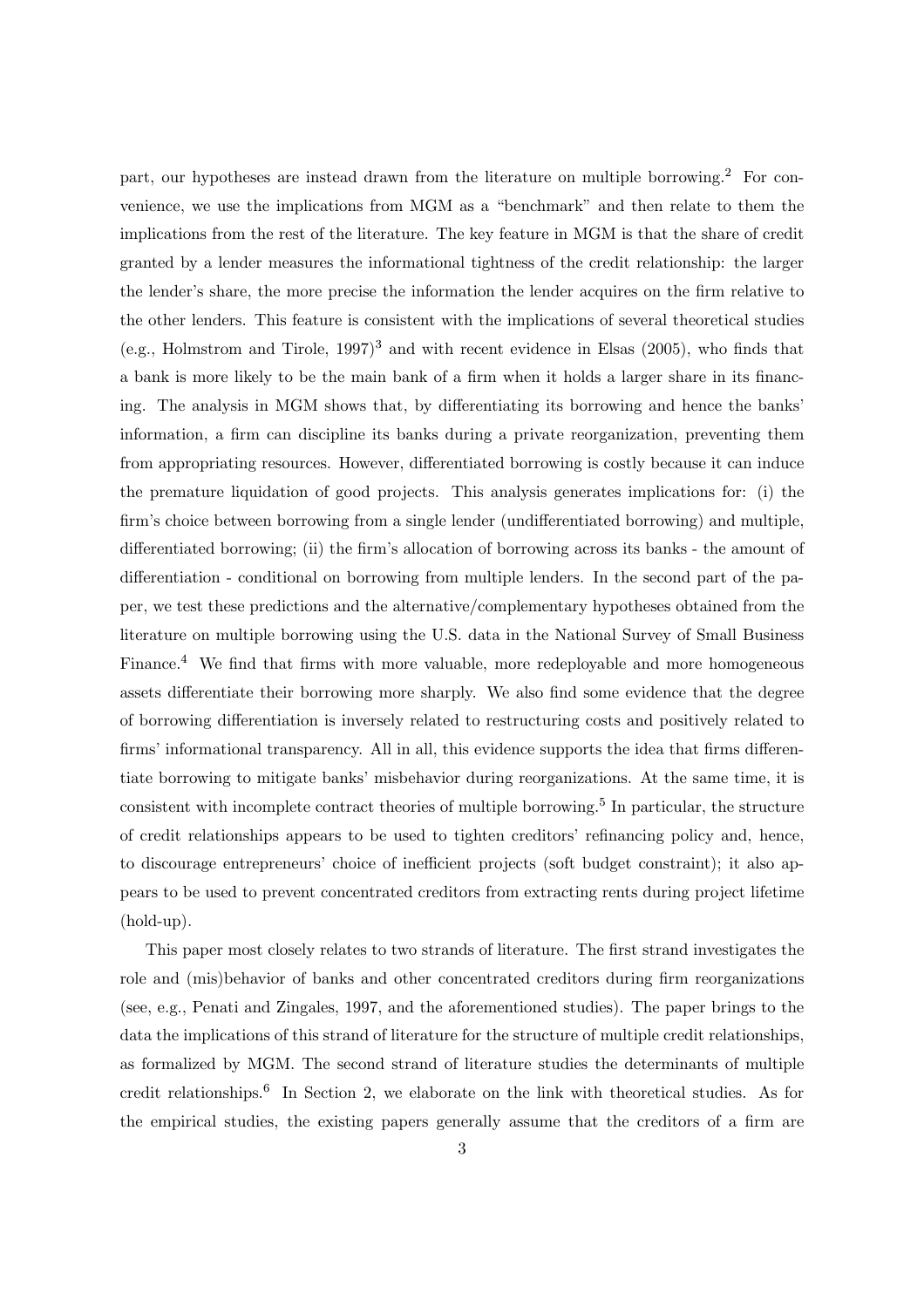part, our hypotheses are instead drawn from the literature on multiple borrowing.[2] For convenience, we use the implications from MGM as a "benchmark" and then relate to them the implications from the rest of the literature. The key feature in MGM is that the share of credit granted by a lender measures the informational tightness of the credit relationship: the larger the lender's share, the more precise the information the lender acquires on the firm relative to the other lenders. This feature is consistent with the implications of several theoretical studies (e.g., Holmstrom and Tirole, 1997)[3] and with recent evidence in Elsas (2005), who finds that a bank is more likely to be the main bank of a firm when it holds a larger share in its financing. The analysis in MGM shows that, by differentiating its borrowing and hence the banks' information, a firm can discipline its banks during a private reorganization, preventing them from appropriating resources. However, differentiated borrowing is costly because it can induce the premature liquidation of good projects. This analysis generates implications for: (i) the firm's choice between borrowing from a single lender (undifferentiated borrowing) and multiple, differentiated borrowing; (ii) the firm's allocation of borrowing across its banks - the amount of differentiation - conditional on borrowing from multiple lenders. In the second part of the paper, we test these predictions and the alternative/complementary hypotheses obtained from the literature on multiple borrowing using the U.S. data in the National Survey of Small Business Finance.[4] We find that firms with more valuable, more redeployable and more homogeneous assets differentiate their borrowing more sharply. We also find some evidence that the degree of borrowing differentiation is inversely related to restructuring costs and positively related to firms' informational transparency. All in all, this evidence supports the idea that firms differentiate borrowing to mitigate banks' misbehavior during reorganizations. At the same time, it is consistent with incomplete contract theories of multiple borrowing.[5] In particular, the structure of credit relationships appears to be used to tighten creditors' refinancing policy and, hence, to discourage entrepreneurs' choice of inefficient projects (soft budget constraint); it also appears to be used to prevent concentrated creditors from extracting rents during project lifetime (hold-up).

This paper most closely relates to two strands of literature. The first strand investigates the role and (mis)behavior of banks and other concentrated creditors during firm reorganizations (see, e.g., Penati and Zingales, 1997, and the aforementioned studies). The paper brings to the data the implications of this strand of literature for the structure of multiple credit relationships, as formalized by MGM. The second strand of literature studies the determinants of multiple credit relationships.[6] In Section 2, we elaborate on the link with theoretical studies. As for the empirical studies, the existing papers generally assume that the creditors of a firm are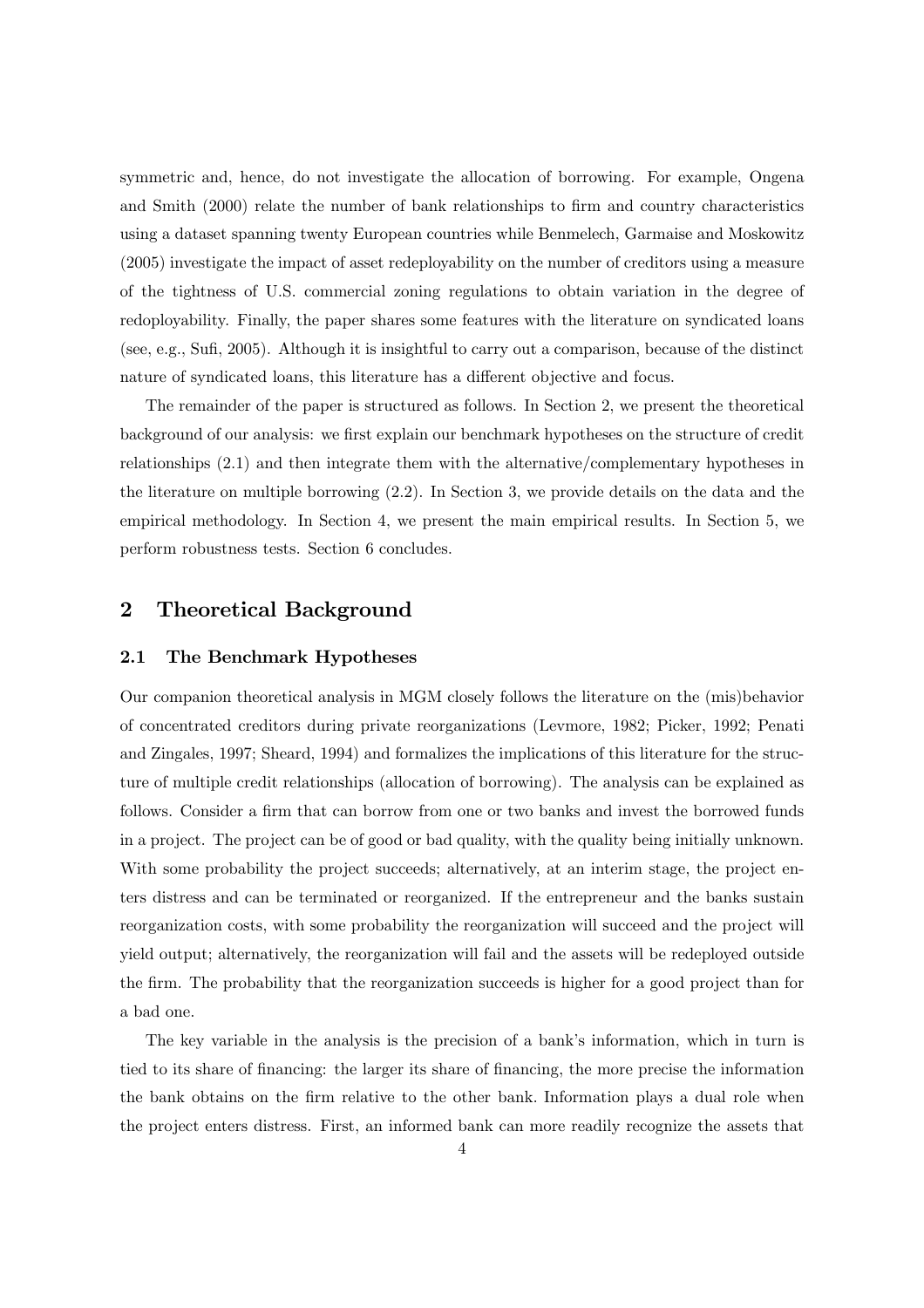symmetric and, hence, do not investigate the allocation of borrowing. For example, Ongena and Smith (2000) relate the number of bank relationships to firm and country characteristics using a dataset spanning twenty European countries while Benmelech, Garmaise and Moskowitz (2005) investigate the impact of asset redeployability on the number of creditors using a measure of the tightness of U.S. commercial zoning regulations to obtain variation in the degree of redoployability. Finally, the paper shares some features with the literature on syndicated loans (see, e.g., Sufi, 2005). Although it is insightful to carry out a comparison, because of the distinct nature of syndicated loans, this literature has a different objective and focus.

The remainder of the paper is structured as follows. In Section 2, we present the theoretical background of our analysis: we first explain our benchmark hypotheses on the structure of credit relationships (2.1) and then integrate them with the alternative/complementary hypotheses in the literature on multiple borrowing (2.2). In Section 3, we provide details on the data and the empirical methodology. In Section 4, we present the main empirical results. In Section 5, we perform robustness tests. Section 6 concludes.

## 2 Theoretical Background

### 2.1 The Benchmark Hypotheses

Our companion theoretical analysis in MGM closely follows the literature on the (mis)behavior of concentrated creditors during private reorganizations (Levmore, 1982; Picker, 1992; Penati and Zingales, 1997; Sheard, 1994) and formalizes the implications of this literature for the structure of multiple credit relationships (allocation of borrowing). The analysis can be explained as follows. Consider a firm that can borrow from one or two banks and invest the borrowed funds in a project. The project can be of good or bad quality, with the quality being initially unknown. With some probability the project succeeds; alternatively, at an interim stage, the project enters distress and can be terminated or reorganized. If the entrepreneur and the banks sustain reorganization costs, with some probability the reorganization will succeed and the project will yield output; alternatively, the reorganization will fail and the assets will be redeployed outside the firm. The probability that the reorganization succeeds is higher for a good project than for a bad one.

The key variable in the analysis is the precision of a bank's information, which in turn is tied to its share of financing: the larger its share of financing, the more precise the information the bank obtains on the firm relative to the other bank. Information plays a dual role when the project enters distress. First, an informed bank can more readily recognize the assets that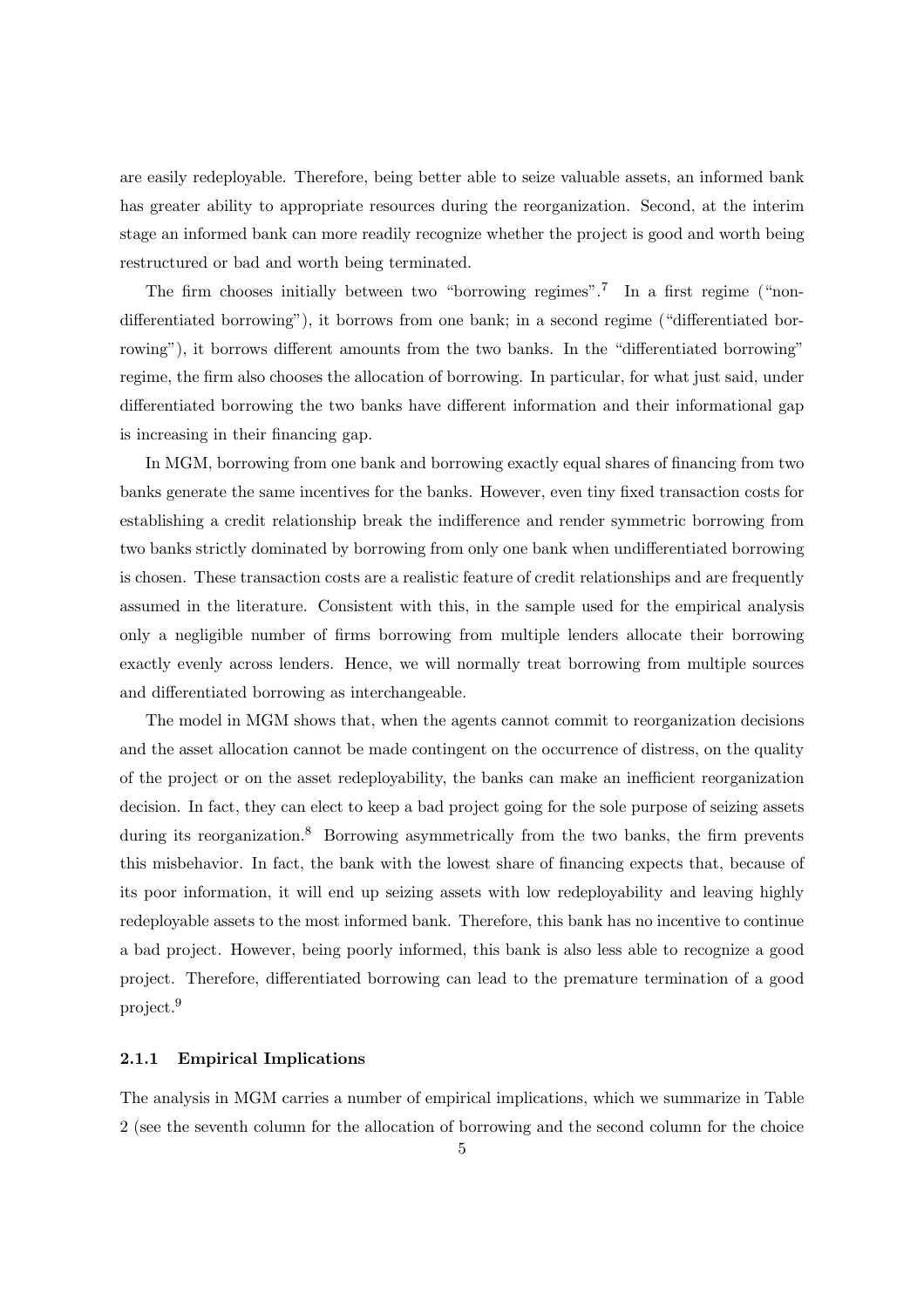are easily redeployable. Therefore, being better able to seize valuable assets, an informed bank has greater ability to appropriate resources during the reorganization. Second, at the interim stage an informed bank can more readily recognize whether the project is good and worth being restructured or bad and worth being terminated.

The firm chooses initially between two "borrowing regimes".[7] In a first regime ("non-differentiated borrowing"), it borrows from one bank; in a second regime ("differentiated borrowing"), it borrows different amounts from the two banks. In the "differentiated borrowing" regime, the firm also chooses the allocation of borrowing. In particular, for what just said, under differentiated borrowing the two banks have different information and their informational gap is increasing in their financing gap.

In MGM, borrowing from one bank and borrowing exactly equal shares of financing from two banks generate the same incentives for the banks. However, even tiny fixed transaction costs for establishing a credit relationship break the indifference and render symmetric borrowing from two banks strictly dominated by borrowing from only one bank when undifferentiated borrowing is chosen. These transaction costs are a realistic feature of credit relationships and are frequently assumed in the literature. Consistent with this, in the sample used for the empirical analysis only a negligible number of firms borrowing from multiple lenders allocate their borrowing exactly evenly across lenders. Hence, we will normally treat borrowing from multiple sources and differentiated borrowing as interchangeable.

The model in MGM shows that, when the agents cannot commit to reorganization decisions and the asset allocation cannot be made contingent on the occurrence of distress, on the quality of the project or on the asset redeployability, the banks can make an inefficient reorganization decision. In fact, they can elect to keep a bad project going for the sole purpose of seizing assets during its reorganization.[8] Borrowing asymmetrically from the two banks, the firm prevents this misbehavior. In fact, the bank with the lowest share of financing expects that, because of its poor information, it will end up seizing assets with low redeployability and leaving highly redeployable assets to the most informed bank. Therefore, this bank has no incentive to continue a bad project. However, being poorly informed, this bank is also less able to recognize a good project. Therefore, differentiated borrowing can lead to the premature termination of a good project.[9]

### 2.1.1 Empirical Implications

The analysis in MGM carries a number of empirical implications, which we summarize in Table 2 (see the seventh column for the allocation of borrowing and the second column for the choice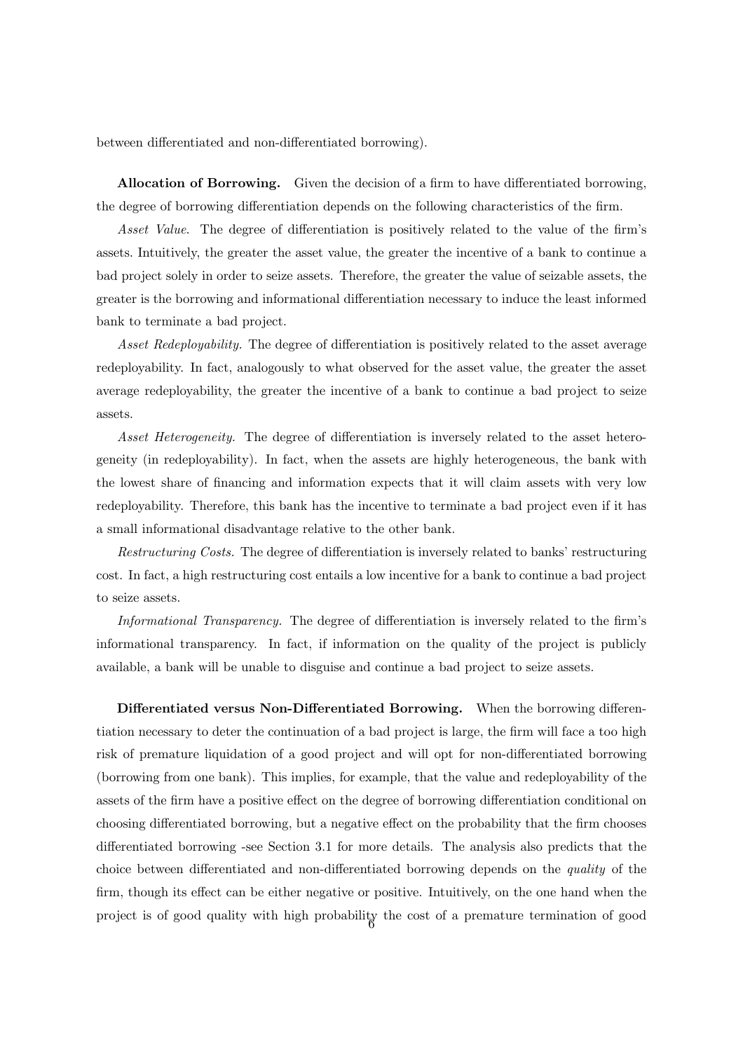between differentiated and non-differentiated borrowing).

**Allocation of Borrowing.** Given the decision of a firm to have differentiated borrowing, the degree of borrowing differentiation depends on the following characteristics of the firm.

*Asset Value.* The degree of differentiation is positively related to the value of the firm's assets. Intuitively, the greater the asset value, the greater the incentive of a bank to continue a bad project solely in order to seize assets. Therefore, the greater the value of seizable assets, the greater is the borrowing and informational differentiation necessary to induce the least informed bank to terminate a bad project.

*Asset Redeployability.* The degree of differentiation is positively related to the asset average redeployability. In fact, analogously to what observed for the asset value, the greater the asset average redeployability, the greater the incentive of a bank to continue a bad project to seize assets.

*Asset Heterogeneity.* The degree of differentiation is inversely related to the asset heterogeneity (in redeployability). In fact, when the assets are highly heterogeneous, the bank with the lowest share of financing and information expects that it will claim assets with very low redeployability. Therefore, this bank has the incentive to terminate a bad project even if it has a small informational disadvantage relative to the other bank.

*Restructuring Costs.* The degree of differentiation is inversely related to banks' restructuring cost. In fact, a high restructuring cost entails a low incentive for a bank to continue a bad project to seize assets.

*Informational Transparency.* The degree of differentiation is inversely related to the firm's informational transparency. In fact, if information on the quality of the project is publicly available, a bank will be unable to disguise and continue a bad project to seize assets.

**Differentiated versus Non-Differentiated Borrowing.** When the borrowing differentiation necessary to deter the continuation of a bad project is large, the firm will face a too high risk of premature liquidation of a good project and will opt for non-differentiated borrowing (borrowing from one bank). This implies, for example, that the value and redeployability of the assets of the firm have a positive effect on the degree of borrowing differentiation conditional on choosing differentiated borrowing, but a negative effect on the probability that the firm chooses differentiated borrowing -see Section 3.1 for more details. The analysis also predicts that the choice between differentiated and non-differentiated borrowing depends on the *quality* of the firm, though its effect can be either negative or positive. Intuitively, on the one hand when the project is of good quality with high probability the cost of a premature termination of good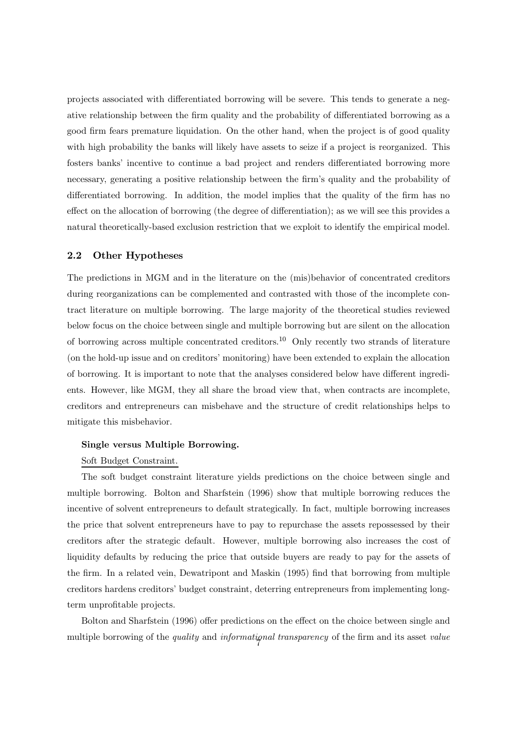projects associated with differentiated borrowing will be severe. This tends to generate a negative relationship between the firm quality and the probability of differentiated borrowing as a good firm fears premature liquidation. On the other hand, when the project is of good quality with high probability the banks will likely have assets to seize if a project is reorganized. This fosters banks' incentive to continue a bad project and renders differentiated borrowing more necessary, generating a positive relationship between the firm's quality and the probability of differentiated borrowing. In addition, the model implies that the quality of the firm has no effect on the allocation of borrowing (the degree of differentiation); as we will see this provides a natural theoretically-based exclusion restriction that we exploit to identify the empirical model.

## 2.2 Other Hypotheses

The predictions in MGM and in the literature on the (mis)behavior of concentrated creditors during reorganizations can be complemented and contrasted with those of the incomplete contract literature on multiple borrowing. The large majority of the theoretical studies reviewed below focus on the choice between single and multiple borrowing but are silent on the allocation of borrowing across multiple concentrated creditors.[10] Only recently two strands of literature (on the hold-up issue and on creditors' monitoring) have been extended to explain the allocation of borrowing. It is important to note that the analyses considered below have different ingredients. However, like MGM, they all share the broad view that, when contracts are incomplete, creditors and entrepreneurs can misbehave and the structure of credit relationships helps to mitigate this misbehavior.

**Single versus Multiple Borrowing.**

Soft Budget Constraint.

The soft budget constraint literature yields predictions on the choice between single and multiple borrowing. Bolton and Sharfstein (1996) show that multiple borrowing reduces the incentive of solvent entrepreneurs to default strategically. In fact, multiple borrowing increases the price that solvent entrepreneurs have to pay to repurchase the assets repossessed by their creditors after the strategic default. However, multiple borrowing also increases the cost of liquidity defaults by reducing the price that outside buyers are ready to pay for the assets of the firm. In a related vein, Dewatripont and Maskin (1995) find that borrowing from multiple creditors hardens creditors' budget constraint, deterring entrepreneurs from implementing long-term unprofitable projects.

Bolton and Sharfstein (1996) offer predictions on the effect on the choice between single and multiple borrowing of the *quality* and *informational transparency* of the firm and its asset *value*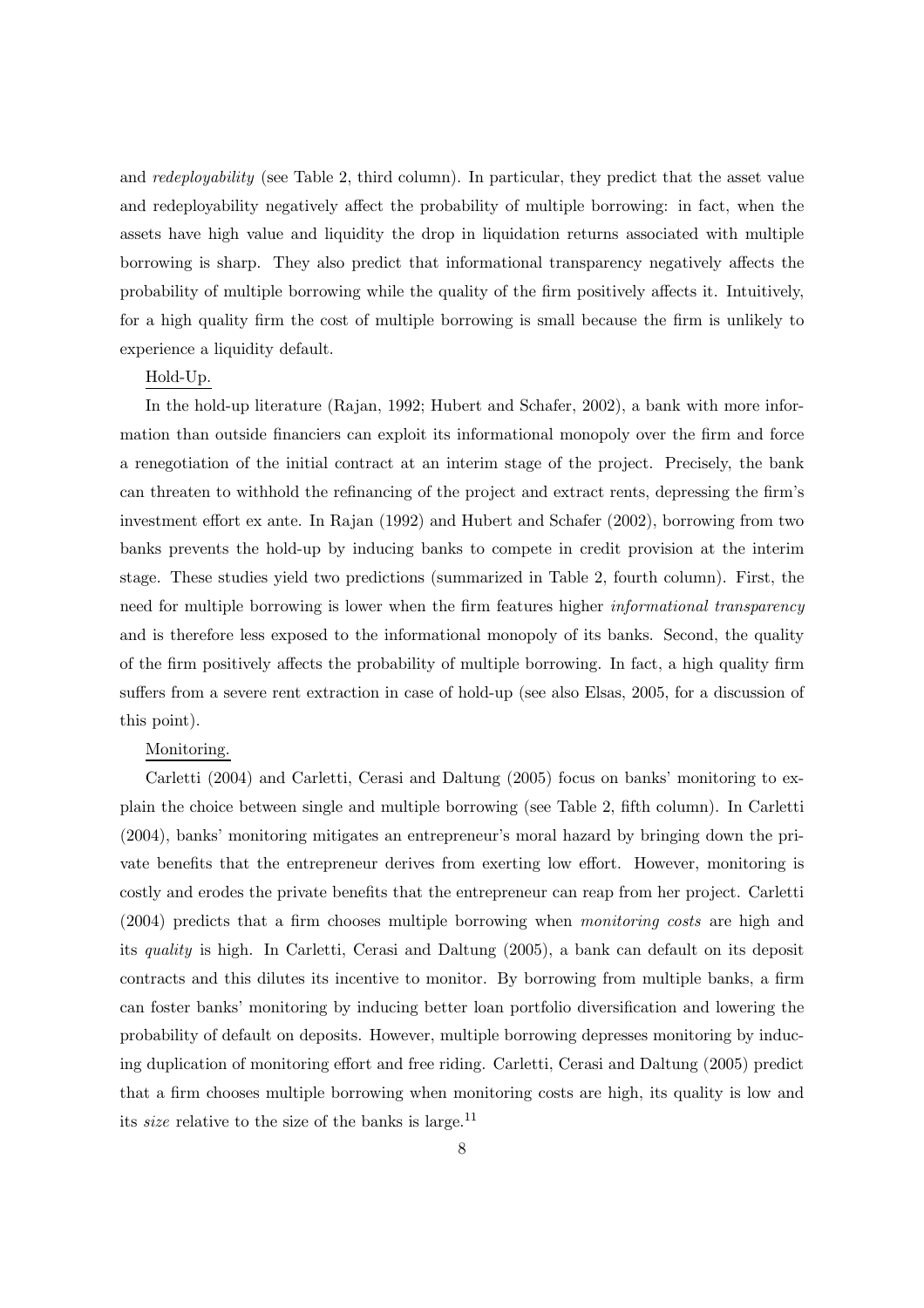and *redeployability* (see Table 2, third column). In particular, they predict that the asset value and redeployability negatively affect the probability of multiple borrowing: in fact, when the assets have high value and liquidity the drop in liquidation returns associated with multiple borrowing is sharp. They also predict that informational transparency negatively affects the probability of multiple borrowing while the quality of the firm positively affects it. Intuitively, for a high quality firm the cost of multiple borrowing is small because the firm is unlikely to experience a liquidity default.

Hold-Up.

In the hold-up literature (Rajan, 1992; Hubert and Schafer, 2002), a bank with more information than outside financiers can exploit its informational monopoly over the firm and force a renegotiation of the initial contract at an interim stage of the project. Precisely, the bank can threaten to withhold the refinancing of the project and extract rents, depressing the firm's investment effort ex ante. In Rajan (1992) and Hubert and Schafer (2002), borrowing from two banks prevents the hold-up by inducing banks to compete in credit provision at the interim stage. These studies yield two predictions (summarized in Table 2, fourth column). First, the need for multiple borrowing is lower when the firm features higher *informational transparency* and is therefore less exposed to the informational monopoly of its banks. Second, the quality of the firm positively affects the probability of multiple borrowing. In fact, a high quality firm suffers from a severe rent extraction in case of hold-up (see also Elsas, 2005, for a discussion of this point).

Monitoring.

Carletti (2004) and Carletti, Cerasi and Daltung (2005) focus on banks' monitoring to explain the choice between single and multiple borrowing (see Table 2, fifth column). In Carletti (2004), banks' monitoring mitigates an entrepreneur's moral hazard by bringing down the private benefits that the entrepreneur derives from exerting low effort. However, monitoring is costly and erodes the private benefits that the entrepreneur can reap from her project. Carletti (2004) predicts that a firm chooses multiple borrowing when *monitoring costs* are high and its *quality* is high. In Carletti, Cerasi and Daltung (2005), a bank can default on its deposit contracts and this dilutes its incentive to monitor. By borrowing from multiple banks, a firm can foster banks' monitoring by inducing better loan portfolio diversification and lowering the probability of default on deposits. However, multiple borrowing depresses monitoring by inducing duplication of monitoring effort and free riding. Carletti, Cerasi and Daltung (2005) predict that a firm chooses multiple borrowing when monitoring costs are high, its quality is low and its *size* relative to the size of the banks is large.[11]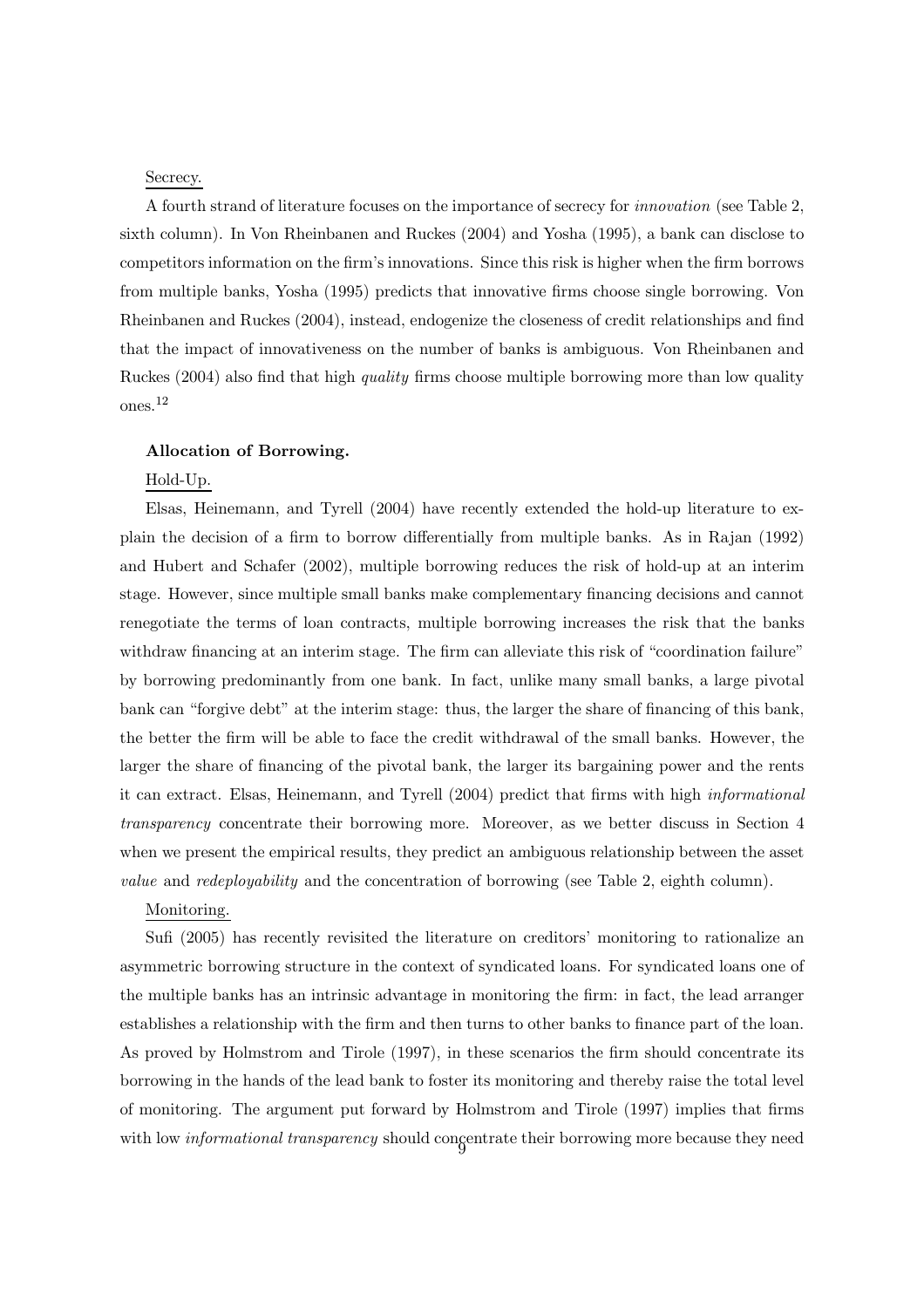Secrecy.

A fourth strand of literature focuses on the importance of secrecy for *innovation* (see Table 2, sixth column). In Von Rheinbanen and Ruckes (2004) and Yosha (1995), a bank can disclose to competitors information on the firm's innovations. Since this risk is higher when the firm borrows from multiple banks, Yosha (1995) predicts that innovative firms choose single borrowing. Von Rheinbanen and Ruckes (2004), instead, endogenize the closeness of credit relationships and find that the impact of innovativeness on the number of banks is ambiguous. Von Rheinbanen and Ruckes (2004) also find that high *quality* firms choose multiple borrowing more than low quality ones.[12]

**Allocation of Borrowing.**

Hold-Up.

Elsas, Heinemann, and Tyrell (2004) have recently extended the hold-up literature to explain the decision of a firm to borrow differentially from multiple banks. As in Rajan (1992) and Hubert and Schafer (2002), multiple borrowing reduces the risk of hold-up at an interim stage. However, since multiple small banks make complementary financing decisions and cannot renegotiate the terms of loan contracts, multiple borrowing increases the risk that the banks withdraw financing at an interim stage. The firm can alleviate this risk of "coordination failure" by borrowing predominantly from one bank. In fact, unlike many small banks, a large pivotal bank can "forgive debt" at the interim stage: thus, the larger the share of financing of this bank, the better the firm will be able to face the credit withdrawal of the small banks. However, the larger the share of financing of the pivotal bank, the larger its bargaining power and the rents it can extract. Elsas, Heinemann, and Tyrell (2004) predict that firms with high *informational transparency* concentrate their borrowing more. Moreover, as we better discuss in Section 4 when we present the empirical results, they predict an ambiguous relationship between the asset *value* and *redeployability* and the concentration of borrowing (see Table 2, eighth column).

Monitoring.

Sufi (2005) has recently revisited the literature on creditors' monitoring to rationalize an asymmetric borrowing structure in the context of syndicated loans. For syndicated loans one of the multiple banks has an intrinsic advantage in monitoring the firm: in fact, the lead arranger establishes a relationship with the firm and then turns to other banks to finance part of the loan. As proved by Holmstrom and Tirole (1997), in these scenarios the firm should concentrate its borrowing in the hands of the lead bank to foster its monitoring and thereby raise the total level of monitoring. The argument put forward by Holmstrom and Tirole (1997) implies that firms with low *informational transparency* should concentrate their borrowing more because they need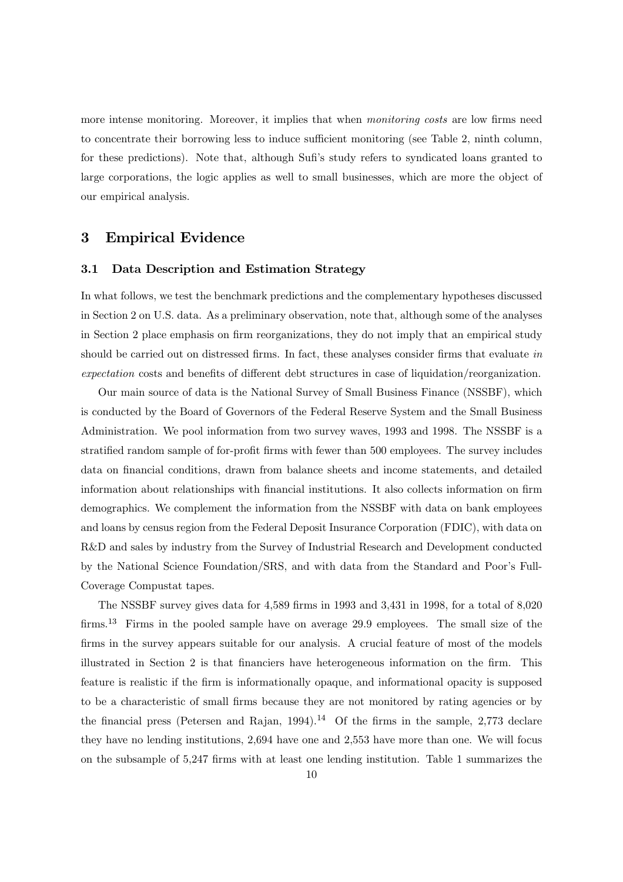more intense monitoring. Moreover, it implies that when *monitoring costs* are low firms need to concentrate their borrowing less to induce sufficient monitoring (see Table 2, ninth column, for these predictions). Note that, although Sufi's study refers to syndicated loans granted to large corporations, the logic applies as well to small businesses, which are more the object of our empirical analysis.

# 3 Empirical Evidence

## 3.1 Data Description and Estimation Strategy

In what follows, we test the benchmark predictions and the complementary hypotheses discussed in Section 2 on U.S. data. As a preliminary observation, note that, although some of the analyses in Section 2 place emphasis on firm reorganizations, they do not imply that an empirical study should be carried out on distressed firms. In fact, these analyses consider firms that evaluate *in expectation* costs and benefits of different debt structures in case of liquidation/reorganization.

Our main source of data is the National Survey of Small Business Finance (NSSBF), which is conducted by the Board of Governors of the Federal Reserve System and the Small Business Administration. We pool information from two survey waves, 1993 and 1998. The NSSBF is a stratified random sample of for-profit firms with fewer than 500 employees. The survey includes data on financial conditions, drawn from balance sheets and income statements, and detailed information about relationships with financial institutions. It also collects information on firm demographics. We complement the information from the NSSBF with data on bank employees and loans by census region from the Federal Deposit Insurance Corporation (FDIC), with data on R&D and sales by industry from the Survey of Industrial Research and Development conducted by the National Science Foundation/SRS, and with data from the Standard and Poor's Full-Coverage Compustat tapes.

The NSSBF survey gives data for 4,589 firms in 1993 and 3,431 in 1998, for a total of 8,020 firms.[13] Firms in the pooled sample have on average 29.9 employees. The small size of the firms in the survey appears suitable for our analysis. A crucial feature of most of the models illustrated in Section 2 is that financiers have heterogeneous information on the firm. This feature is realistic if the firm is informationally opaque, and informational opacity is supposed to be a characteristic of small firms because they are not monitored by rating agencies or by the financial press (Petersen and Rajan, 1994).[14] Of the firms in the sample, 2,773 declare they have no lending institutions, 2,694 have one and 2,553 have more than one. We will focus on the subsample of 5,247 firms with at least one lending institution. Table 1 summarizes the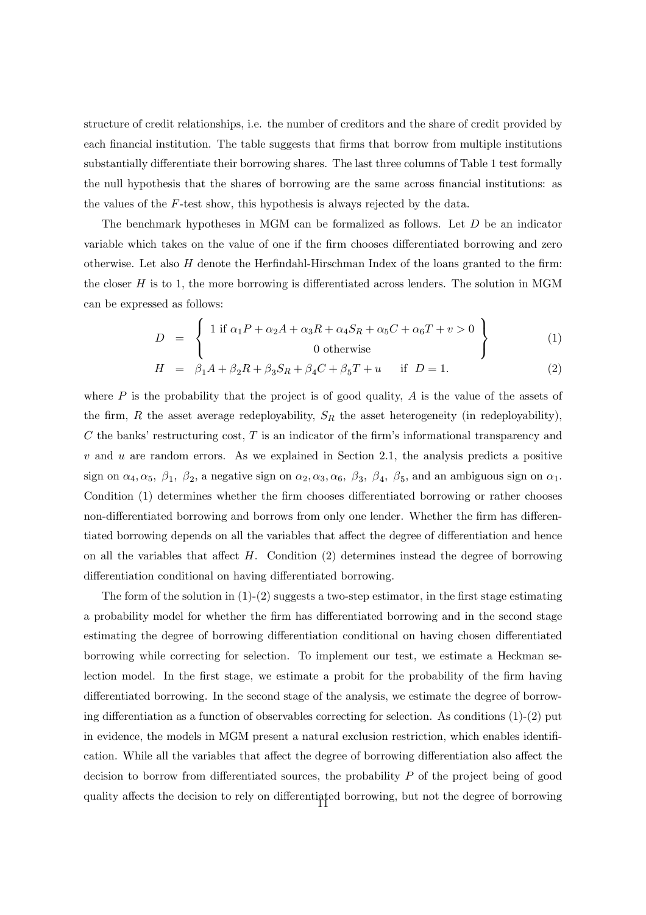structure of credit relationships, i.e. the number of creditors and the share of credit provided by each financial institution. The table suggests that firms that borrow from multiple institutions substantially differentiate their borrowing shares. The last three columns of Table 1 test formally the null hypothesis that the shares of borrowing are the same across financial institutions: as the values of the $F$-test show, this hypothesis is always rejected by the data.

The benchmark hypotheses in MGM can be formalized as follows. Let $D$ be an indicator variable which takes on the value of one if the firm chooses differentiated borrowing and zero otherwise. Let also $H$ denote the Herfindahl-Hirschman Index of the loans granted to the firm: the closer $H$ is to 1, the more borrowing is differentiated across lenders. The solution in MGM can be expressed as follows:

$$D = \left\{ \begin{array}{c} 1 \text{ if } \alpha_1 P + \alpha_2 A + \alpha_3 R + \alpha_4 S_R + \alpha_5 C + \alpha_6 T + v > 0 \\ 0 \text{ otherwise} \end{array} \right\} \quad (1)$$

$$H = \beta_1 A + \beta_2 R + \beta_3 S_R + \beta_4 C + \beta_5 T + u \qquad \text{if } D = 1. \quad (2)$$

where $P$ is the probability that the project is of good quality, $A$ is the value of the assets of the firm, $R$ the asset average redeployability, $S_R$ the asset heterogeneity (in redeployability), $C$ the banks' restructuring cost, $T$ is an indicator of the firm's informational transparency and $v$ and $u$ are random errors. As we explained in Section 2.1, the analysis predicts a positive sign on $\alpha_4, \alpha_5,\ \beta_1,\ \beta_2$, a negative sign on $\alpha_2, \alpha_3, \alpha_6,\ \beta_3,\ \beta_4,\ \beta_5$, and an ambiguous sign on $\alpha_1$. Condition (1) determines whether the firm chooses differentiated borrowing or rather chooses non-differentiated borrowing and borrows from only one lender. Whether the firm has differentiated borrowing depends on all the variables that affect the degree of differentiation and hence on all the variables that affect $H$. Condition (2) determines instead the degree of borrowing differentiation conditional on having differentiated borrowing.

The form of the solution in (1)-(2) suggests a two-step estimator, in the first stage estimating a probability model for whether the firm has differentiated borrowing and in the second stage estimating the degree of borrowing differentiation conditional on having chosen differentiated borrowing while correcting for selection. To implement our test, we estimate a Heckman selection model. In the first stage, we estimate a probit for the probability of the firm having differentiated borrowing. In the second stage of the analysis, we estimate the degree of borrowing differentiation as a function of observables correcting for selection. As conditions (1)-(2) put in evidence, the models in MGM present a natural exclusion restriction, which enables identification. While all the variables that affect the degree of borrowing differentiation also affect the decision to borrow from differentiated sources, the probability $P$ of the project being of good quality affects the decision to rely on differentiated borrowing, but not the degree of borrowing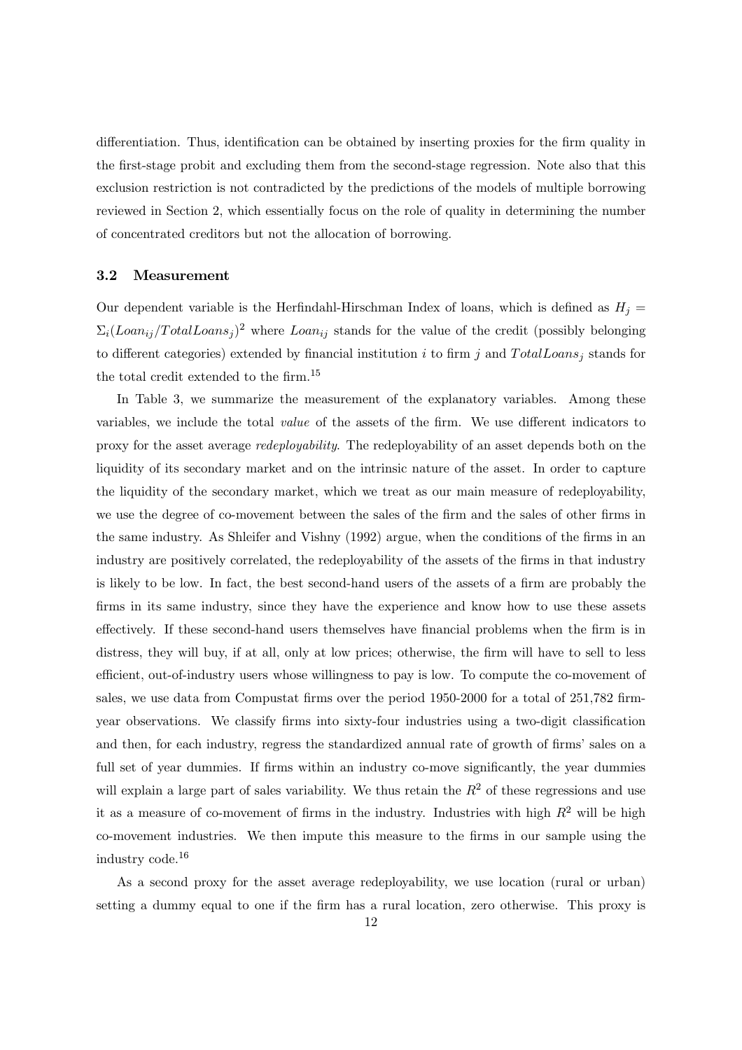differentiation. Thus, identification can be obtained by inserting proxies for the firm quality in the first-stage probit and excluding them from the second-stage regression. Note also that this exclusion restriction is not contradicted by the predictions of the models of multiple borrowing reviewed in Section 2, which essentially focus on the role of quality in determining the number of concentrated creditors but not the allocation of borrowing.

### 3.2 Measurement

Our dependent variable is the Herfindahl-Hirschman Index of loans, which is defined as $H_j = \Sigma_i (Loan_{ij}/TotalLoans_j)^2$ where $Loan_{ij}$ stands for the value of the credit (possibly belonging to different categories) extended by financial institution $i$ to firm $j$ and $TotalLoans_j$ stands for the total credit extended to the firm.[15]

In Table 3, we summarize the measurement of the explanatory variables. Among these variables, we include the total *value* of the assets of the firm. We use different indicators to proxy for the asset average *redeployability*. The redeployability of an asset depends both on the liquidity of its secondary market and on the intrinsic nature of the asset. In order to capture the liquidity of the secondary market, which we treat as our main measure of redeployability, we use the degree of co-movement between the sales of the firm and the sales of other firms in the same industry. As Shleifer and Vishny (1992) argue, when the conditions of the firms in an industry are positively correlated, the redeployability of the assets of the firms in that industry is likely to be low. In fact, the best second-hand users of the assets of a firm are probably the firms in its same industry, since they have the experience and know how to use these assets effectively. If these second-hand users themselves have financial problems when the firm is in distress, they will buy, if at all, only at low prices; otherwise, the firm will have to sell to less efficient, out-of-industry users whose willingness to pay is low. To compute the co-movement of sales, we use data from Compustat firms over the period 1950-2000 for a total of 251,782 firm-year observations. We classify firms into sixty-four industries using a two-digit classification and then, for each industry, regress the standardized annual rate of growth of firms' sales on a full set of year dummies. If firms within an industry co-move significantly, the year dummies will explain a large part of sales variability. We thus retain the $R^2$ of these regressions and use it as a measure of co-movement of firms in the industry. Industries with high $R^2$ will be high co-movement industries. We then impute this measure to the firms in our sample using the industry code.[16]

As a second proxy for the asset average redeployability, we use location (rural or urban) setting a dummy equal to one if the firm has a rural location, zero otherwise. This proxy is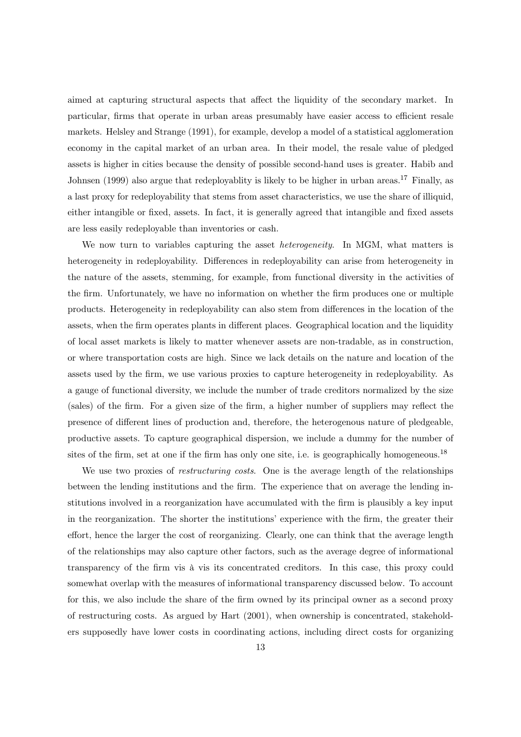aimed at capturing structural aspects that affect the liquidity of the secondary market. In particular, firms that operate in urban areas presumably have easier access to efficient resale markets. Helsley and Strange (1991), for example, develop a model of a statistical agglomeration economy in the capital market of an urban area. In their model, the resale value of pledged assets is higher in cities because the density of possible second-hand uses is greater. Habib and Johnsen (1999) also argue that redeployablity is likely to be higher in urban areas.[17] Finally, as a last proxy for redeployability that stems from asset characteristics, we use the share of illiquid, either intangible or fixed, assets. In fact, it is generally agreed that intangible and fixed assets are less easily redeployable than inventories or cash.

We now turn to variables capturing the asset *heterogeneity*. In MGM, what matters is heterogeneity in redeployability. Differences in redeployability can arise from heterogeneity in the nature of the assets, stemming, for example, from functional diversity in the activities of the firm. Unfortunately, we have no information on whether the firm produces one or multiple products. Heterogeneity in redeployability can also stem from differences in the location of the assets, when the firm operates plants in different places. Geographical location and the liquidity of local asset markets is likely to matter whenever assets are non-tradable, as in construction, or where transportation costs are high. Since we lack details on the nature and location of the assets used by the firm, we use various proxies to capture heterogeneity in redeployability. As a gauge of functional diversity, we include the number of trade creditors normalized by the size (sales) of the firm. For a given size of the firm, a higher number of suppliers may reflect the presence of different lines of production and, therefore, the heterogenous nature of pledgeable, productive assets. To capture geographical dispersion, we include a dummy for the number of sites of the firm, set at one if the firm has only one site, i.e. is geographically homogeneous.[18]

We use two proxies of *restructuring costs*. One is the average length of the relationships between the lending institutions and the firm. The experience that on average the lending institutions involved in a reorganization have accumulated with the firm is plausibly a key input in the reorganization. The shorter the institutions' experience with the firm, the greater their effort, hence the larger the cost of reorganizing. Clearly, one can think that the average length of the relationships may also capture other factors, such as the average degree of informational transparency of the firm vis à vis its concentrated creditors. In this case, this proxy could somewhat overlap with the measures of informational transparency discussed below. To account for this, we also include the share of the firm owned by its principal owner as a second proxy of restructuring costs. As argued by Hart (2001), when ownership is concentrated, stakeholders supposedly have lower costs in coordinating actions, including direct costs for organizing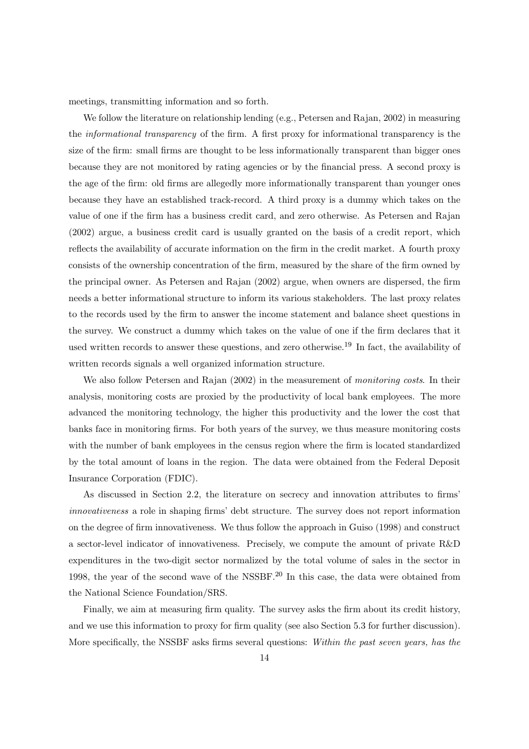meetings, transmitting information and so forth.

We follow the literature on relationship lending (e.g., Petersen and Rajan, 2002) in measuring the *informational transparency* of the firm. A first proxy for informational transparency is the size of the firm: small firms are thought to be less informationally transparent than bigger ones because they are not monitored by rating agencies or by the financial press. A second proxy is the age of the firm: old firms are allegedly more informationally transparent than younger ones because they have an established track-record. A third proxy is a dummy which takes on the value of one if the firm has a business credit card, and zero otherwise. As Petersen and Rajan (2002) argue, a business credit card is usually granted on the basis of a credit report, which reflects the availability of accurate information on the firm in the credit market. A fourth proxy consists of the ownership concentration of the firm, measured by the share of the firm owned by the principal owner. As Petersen and Rajan (2002) argue, when owners are dispersed, the firm needs a better informational structure to inform its various stakeholders. The last proxy relates to the records used by the firm to answer the income statement and balance sheet questions in the survey. We construct a dummy which takes on the value of one if the firm declares that it used written records to answer these questions, and zero otherwise.[19] In fact, the availability of written records signals a well organized information structure.

We also follow Petersen and Rajan (2002) in the measurement of *monitoring costs*. In their analysis, monitoring costs are proxied by the productivity of local bank employees. The more advanced the monitoring technology, the higher this productivity and the lower the cost that banks face in monitoring firms. For both years of the survey, we thus measure monitoring costs with the number of bank employees in the census region where the firm is located standardized by the total amount of loans in the region. The data were obtained from the Federal Deposit Insurance Corporation (FDIC).

As discussed in Section 2.2, the literature on secrecy and innovation attributes to firms' *innovativeness* a role in shaping firms' debt structure. The survey does not report information on the degree of firm innovativeness. We thus follow the approach in Guiso (1998) and construct a sector-level indicator of innovativeness. Precisely, we compute the amount of private R&D expenditures in the two-digit sector normalized by the total volume of sales in the sector in 1998, the year of the second wave of the NSSBF.[20] In this case, the data were obtained from the National Science Foundation/SRS.

Finally, we aim at measuring firm quality. The survey asks the firm about its credit history, and we use this information to proxy for firm quality (see also Section 5.3 for further discussion). More specifically, the NSSBF asks firms several questions: *Within the past seven years, has the*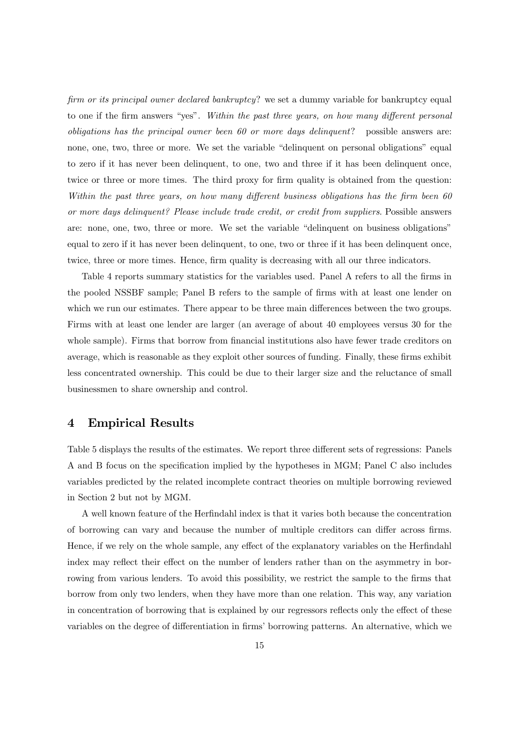*firm or its principal owner declared bankruptcy*? we set a dummy variable for bankruptcy equal to one if the firm answers "yes". *Within the past three years, on how many different personal obligations has the principal owner been 60 or more days delinquent*? possible answers are: none, one, two, three or more. We set the variable "delinquent on personal obligations" equal to zero if it has never been delinquent, to one, two and three if it has been delinquent once, twice or three or more times. The third proxy for firm quality is obtained from the question: *Within the past three years, on how many different business obligations has the firm been 60 or more days delinquent? Please include trade credit, or credit from suppliers*. Possible answers are: none, one, two, three or more. We set the variable "delinquent on business obligations" equal to zero if it has never been delinquent, to one, two or three if it has been delinquent once, twice, three or more times. Hence, firm quality is decreasing with all our three indicators.

Table 4 reports summary statistics for the variables used. Panel A refers to all the firms in the pooled NSSBF sample; Panel B refers to the sample of firms with at least one lender on which we run our estimates. There appear to be three main differences between the two groups. Firms with at least one lender are larger (an average of about 40 employees versus 30 for the whole sample). Firms that borrow from financial institutions also have fewer trade creditors on average, which is reasonable as they exploit other sources of funding. Finally, these firms exhibit less concentrated ownership. This could be due to their larger size and the reluctance of small businessmen to share ownership and control.

## 4 Empirical Results

Table 5 displays the results of the estimates. We report three different sets of regressions: Panels A and B focus on the specification implied by the hypotheses in MGM; Panel C also includes variables predicted by the related incomplete contract theories on multiple borrowing reviewed in Section 2 but not by MGM.

A well known feature of the Herfindahl index is that it varies both because the concentration of borrowing can vary and because the number of multiple creditors can differ across firms. Hence, if we rely on the whole sample, any effect of the explanatory variables on the Herfindahl index may reflect their effect on the number of lenders rather than on the asymmetry in borrowing from various lenders. To avoid this possibility, we restrict the sample to the firms that borrow from only two lenders, when they have more than one relation. This way, any variation in concentration of borrowing that is explained by our regressors reflects only the effect of these variables on the degree of differentiation in firms' borrowing patterns. An alternative, which we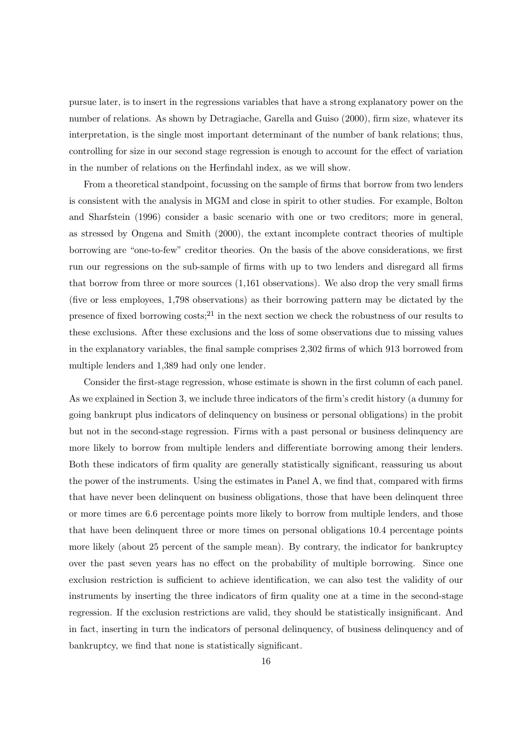pursue later, is to insert in the regressions variables that have a strong explanatory power on the number of relations. As shown by Detragiache, Garella and Guiso (2000), firm size, whatever its interpretation, is the single most important determinant of the number of bank relations; thus, controlling for size in our second stage regression is enough to account for the effect of variation in the number of relations on the Herfindahl index, as we will show.

From a theoretical standpoint, focussing on the sample of firms that borrow from two lenders is consistent with the analysis in MGM and close in spirit to other studies. For example, Bolton and Sharfstein (1996) consider a basic scenario with one or two creditors; more in general, as stressed by Ongena and Smith (2000), the extant incomplete contract theories of multiple borrowing are "one-to-few" creditor theories. On the basis of the above considerations, we first run our regressions on the sub-sample of firms with up to two lenders and disregard all firms that borrow from three or more sources (1,161 observations). We also drop the very small firms (five or less employees, 1,798 observations) as their borrowing pattern may be dictated by the presence of fixed borrowing costs;[21] in the next section we check the robustness of our results to these exclusions. After these exclusions and the loss of some observations due to missing values in the explanatory variables, the final sample comprises 2,302 firms of which 913 borrowed from multiple lenders and 1,389 had only one lender.

Consider the first-stage regression, whose estimate is shown in the first column of each panel. As we explained in Section 3, we include three indicators of the firm's credit history (a dummy for going bankrupt plus indicators of delinquency on business or personal obligations) in the probit but not in the second-stage regression. Firms with a past personal or business delinquency are more likely to borrow from multiple lenders and differentiate borrowing among their lenders. Both these indicators of firm quality are generally statistically significant, reassuring us about the power of the instruments. Using the estimates in Panel A, we find that, compared with firms that have never been delinquent on business obligations, those that have been delinquent three or more times are 6.6 percentage points more likely to borrow from multiple lenders, and those that have been delinquent three or more times on personal obligations 10.4 percentage points more likely (about 25 percent of the sample mean). By contrary, the indicator for bankruptcy over the past seven years has no effect on the probability of multiple borrowing. Since one exclusion restriction is sufficient to achieve identification, we can also test the validity of our instruments by inserting the three indicators of firm quality one at a time in the second-stage regression. If the exclusion restrictions are valid, they should be statistically insignificant. And in fact, inserting in turn the indicators of personal delinquency, of business delinquency and of bankruptcy, we find that none is statistically significant.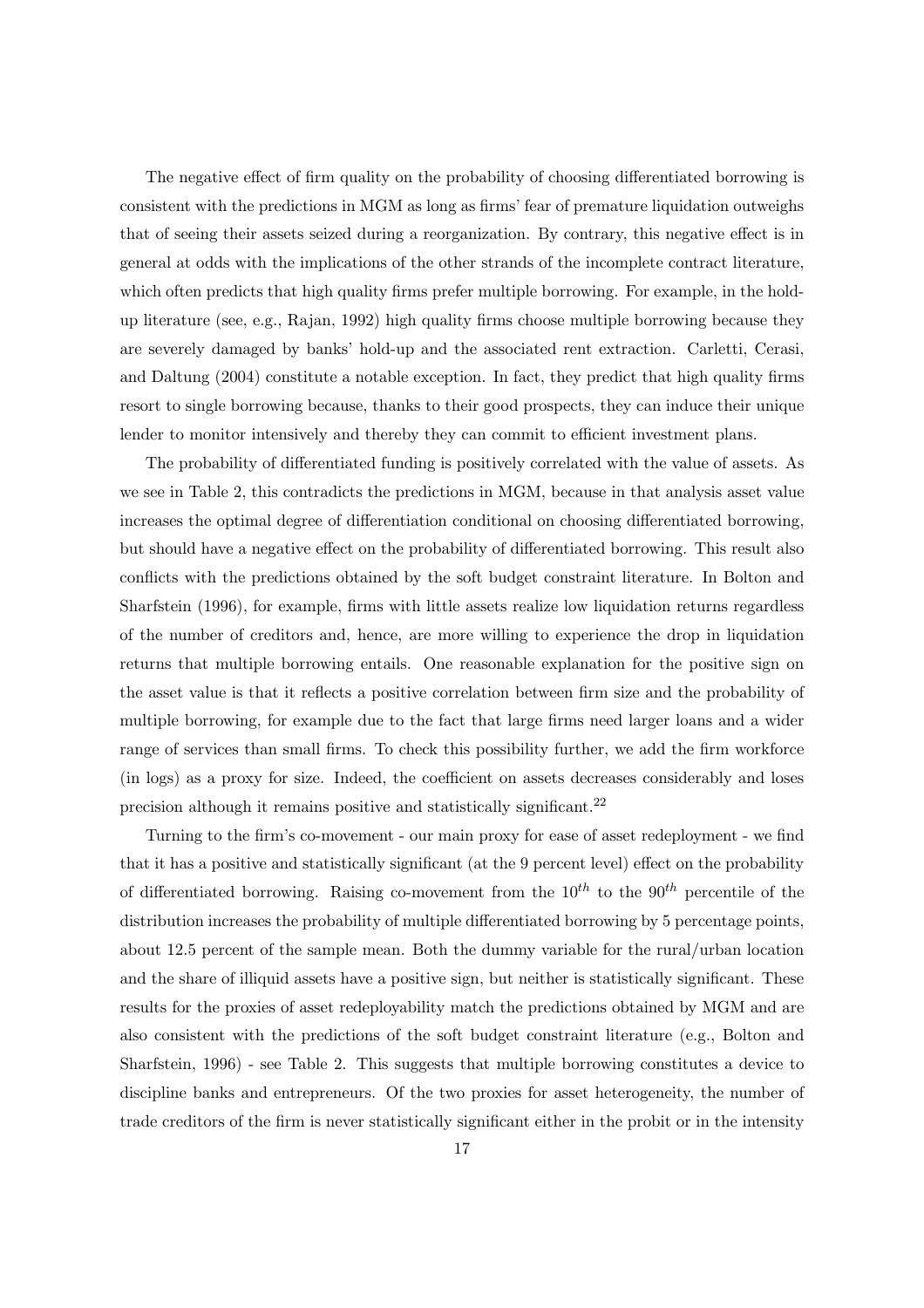The negative effect of firm quality on the probability of choosing differentiated borrowing is consistent with the predictions in MGM as long as firms' fear of premature liquidation outweighs that of seeing their assets seized during a reorganization. By contrary, this negative effect is in general at odds with the implications of the other strands of the incomplete contract literature, which often predicts that high quality firms prefer multiple borrowing. For example, in the hold-up literature (see, e.g., Rajan, 1992) high quality firms choose multiple borrowing because they are severely damaged by banks' hold-up and the associated rent extraction. Carletti, Cerasi, and Daltung (2004) constitute a notable exception. In fact, they predict that high quality firms resort to single borrowing because, thanks to their good prospects, they can induce their unique lender to monitor intensively and thereby they can commit to efficient investment plans.

The probability of differentiated funding is positively correlated with the value of assets. As we see in Table 2, this contradicts the predictions in MGM, because in that analysis asset value increases the optimal degree of differentiation conditional on choosing differentiated borrowing, but should have a negative effect on the probability of differentiated borrowing. This result also conflicts with the predictions obtained by the soft budget constraint literature. In Bolton and Sharfstein (1996), for example, firms with little assets realize low liquidation returns regardless of the number of creditors and, hence, are more willing to experience the drop in liquidation returns that multiple borrowing entails. One reasonable explanation for the positive sign on the asset value is that it reflects a positive correlation between firm size and the probability of multiple borrowing, for example due to the fact that large firms need larger loans and a wider range of services than small firms. To check this possibility further, we add the firm workforce (in logs) as a proxy for size. Indeed, the coefficient on assets decreases considerably and loses precision although it remains positive and statistically significant.[22]

Turning to the firm's co-movement - our main proxy for ease of asset redeployment - we find that it has a positive and statistically significant (at the 9 percent level) effect on the probability of differentiated borrowing. Raising co-movement from the $10^{th}$ to the $90^{th}$ percentile of the distribution increases the probability of multiple differentiated borrowing by 5 percentage points, about 12.5 percent of the sample mean. Both the dummy variable for the rural/urban location and the share of illiquid assets have a positive sign, but neither is statistically significant. These results for the proxies of asset redeployability match the predictions obtained by MGM and are also consistent with the predictions of the soft budget constraint literature (e.g., Bolton and Sharfstein, 1996) - see Table 2. This suggests that multiple borrowing constitutes a device to discipline banks and entrepreneurs. Of the two proxies for asset heterogeneity, the number of trade creditors of the firm is never statistically significant either in the probit or in the intensity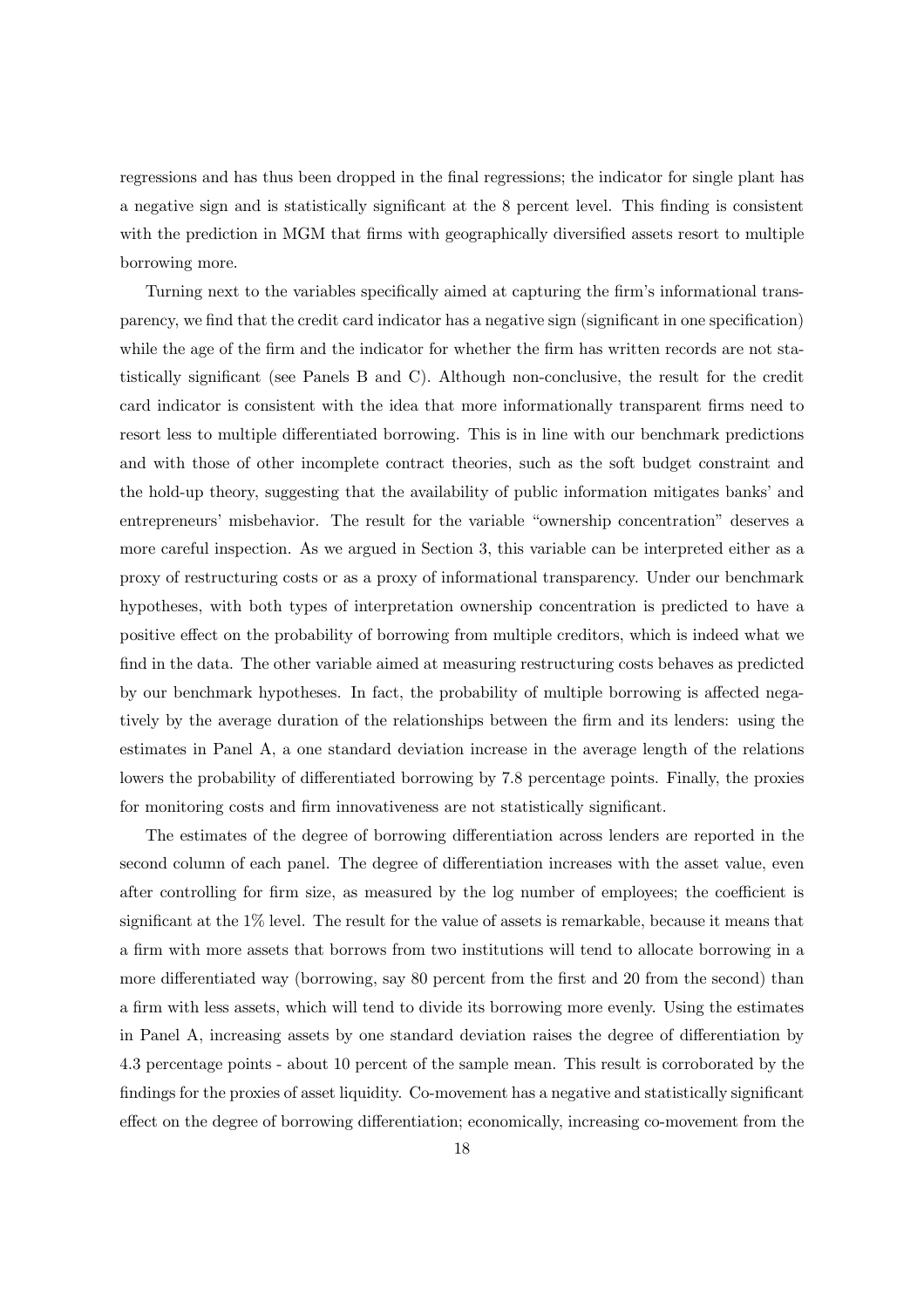regressions and has thus been dropped in the final regressions; the indicator for single plant has a negative sign and is statistically significant at the 8 percent level. This finding is consistent with the prediction in MGM that firms with geographically diversified assets resort to multiple borrowing more.

Turning next to the variables specifically aimed at capturing the firm's informational transparency, we find that the credit card indicator has a negative sign (significant in one specification) while the age of the firm and the indicator for whether the firm has written records are not statistically significant (see Panels B and C). Although non-conclusive, the result for the credit card indicator is consistent with the idea that more informationally transparent firms need to resort less to multiple differentiated borrowing. This is in line with our benchmark predictions and with those of other incomplete contract theories, such as the soft budget constraint and the hold-up theory, suggesting that the availability of public information mitigates banks' and entrepreneurs' misbehavior. The result for the variable "ownership concentration" deserves a more careful inspection. As we argued in Section 3, this variable can be interpreted either as a proxy of restructuring costs or as a proxy of informational transparency. Under our benchmark hypotheses, with both types of interpretation ownership concentration is predicted to have a positive effect on the probability of borrowing from multiple creditors, which is indeed what we find in the data. The other variable aimed at measuring restructuring costs behaves as predicted by our benchmark hypotheses. In fact, the probability of multiple borrowing is affected negatively by the average duration of the relationships between the firm and its lenders: using the estimates in Panel A, a one standard deviation increase in the average length of the relations lowers the probability of differentiated borrowing by 7.8 percentage points. Finally, the proxies for monitoring costs and firm innovativeness are not statistically significant.

The estimates of the degree of borrowing differentiation across lenders are reported in the second column of each panel. The degree of differentiation increases with the asset value, even after controlling for firm size, as measured by the log number of employees; the coefficient is significant at the 1% level. The result for the value of assets is remarkable, because it means that a firm with more assets that borrows from two institutions will tend to allocate borrowing in a more differentiated way (borrowing, say 80 percent from the first and 20 from the second) than a firm with less assets, which will tend to divide its borrowing more evenly. Using the estimates in Panel A, increasing assets by one standard deviation raises the degree of differentiation by 4.3 percentage points - about 10 percent of the sample mean. This result is corroborated by the findings for the proxies of asset liquidity. Co-movement has a negative and statistically significant effect on the degree of borrowing differentiation; economically, increasing co-movement from the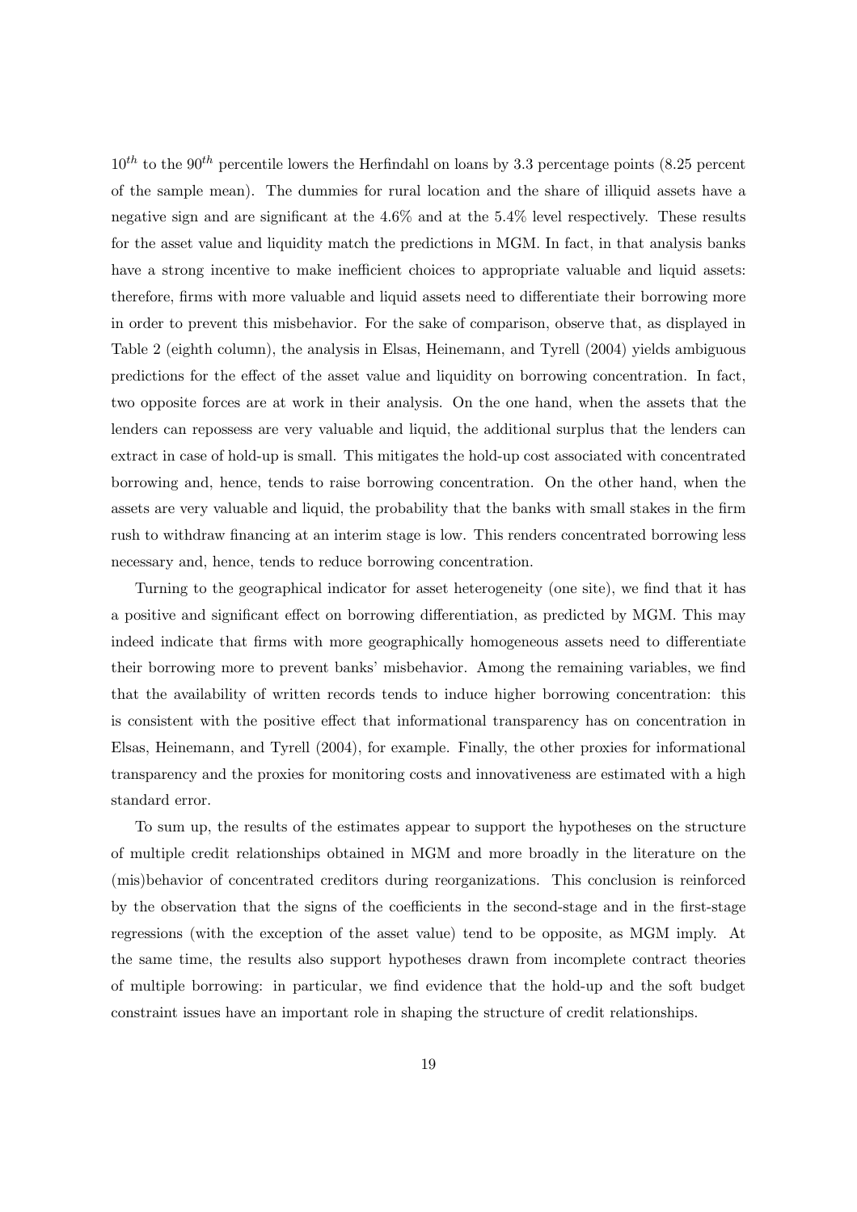$10^{th}$ to the $90^{th}$ percentile lowers the Herfindahl on loans by 3.3 percentage points (8.25 percent of the sample mean). The dummies for rural location and the share of illiquid assets have a negative sign and are significant at the 4.6% and at the 5.4% level respectively. These results for the asset value and liquidity match the predictions in MGM. In fact, in that analysis banks have a strong incentive to make inefficient choices to appropriate valuable and liquid assets: therefore, firms with more valuable and liquid assets need to differentiate their borrowing more in order to prevent this misbehavior. For the sake of comparison, observe that, as displayed in Table 2 (eighth column), the analysis in Elsas, Heinemann, and Tyrell (2004) yields ambiguous predictions for the effect of the asset value and liquidity on borrowing concentration. In fact, two opposite forces are at work in their analysis. On the one hand, when the assets that the lenders can repossess are very valuable and liquid, the additional surplus that the lenders can extract in case of hold-up is small. This mitigates the hold-up cost associated with concentrated borrowing and, hence, tends to raise borrowing concentration. On the other hand, when the assets are very valuable and liquid, the probability that the banks with small stakes in the firm rush to withdraw financing at an interim stage is low. This renders concentrated borrowing less necessary and, hence, tends to reduce borrowing concentration.

Turning to the geographical indicator for asset heterogeneity (one site), we find that it has a positive and significant effect on borrowing differentiation, as predicted by MGM. This may indeed indicate that firms with more geographically homogeneous assets need to differentiate their borrowing more to prevent banks' misbehavior. Among the remaining variables, we find that the availability of written records tends to induce higher borrowing concentration: this is consistent with the positive effect that informational transparency has on concentration in Elsas, Heinemann, and Tyrell (2004), for example. Finally, the other proxies for informational transparency and the proxies for monitoring costs and innovativeness are estimated with a high standard error.

To sum up, the results of the estimates appear to support the hypotheses on the structure of multiple credit relationships obtained in MGM and more broadly in the literature on the (mis)behavior of concentrated creditors during reorganizations. This conclusion is reinforced by the observation that the signs of the coefficients in the second-stage and in the first-stage regressions (with the exception of the asset value) tend to be opposite, as MGM imply. At the same time, the results also support hypotheses drawn from incomplete contract theories of multiple borrowing: in particular, we find evidence that the hold-up and the soft budget constraint issues have an important role in shaping the structure of credit relationships.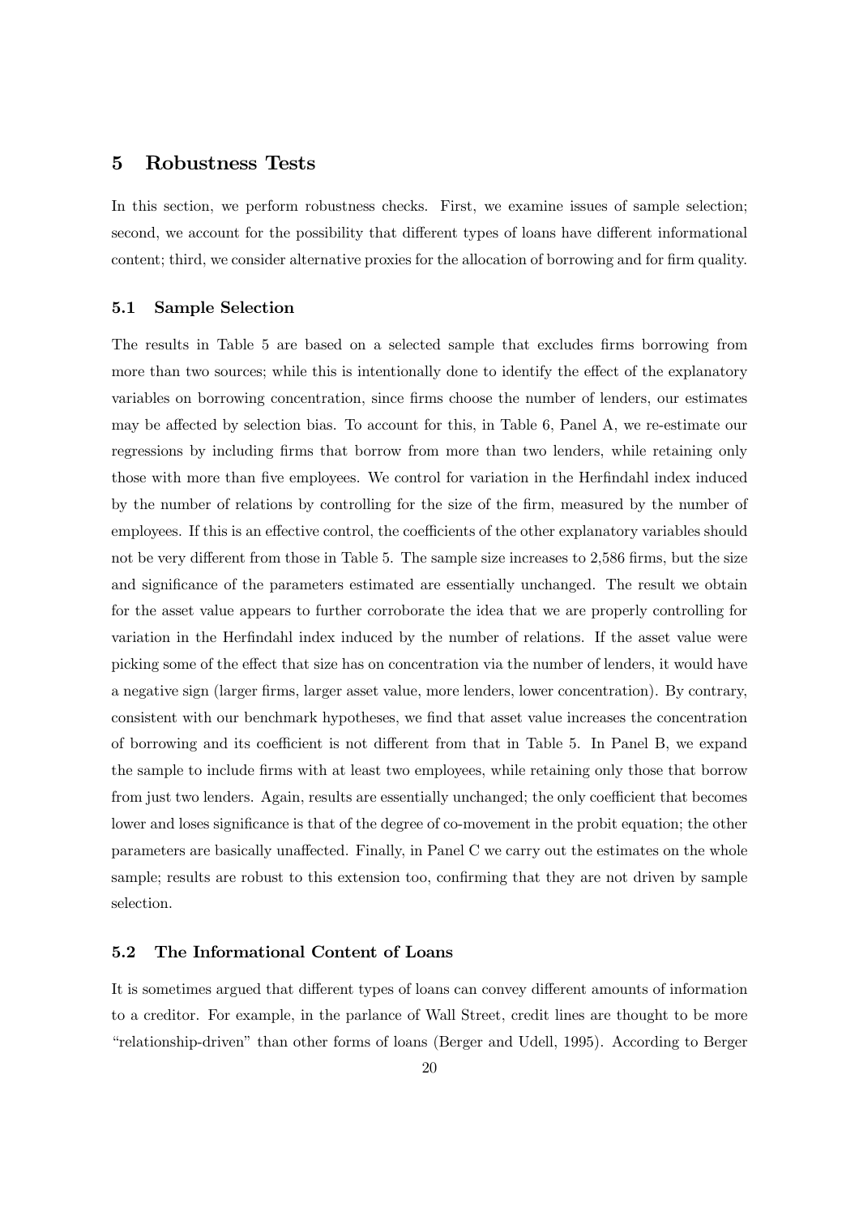## 5 Robustness Tests

In this section, we perform robustness checks. First, we examine issues of sample selection; second, we account for the possibility that different types of loans have different informational content; third, we consider alternative proxies for the allocation of borrowing and for firm quality.

### 5.1 Sample Selection

The results in Table 5 are based on a selected sample that excludes firms borrowing from more than two sources; while this is intentionally done to identify the effect of the explanatory variables on borrowing concentration, since firms choose the number of lenders, our estimates may be affected by selection bias. To account for this, in Table 6, Panel A, we re-estimate our regressions by including firms that borrow from more than two lenders, while retaining only those with more than five employees. We control for variation in the Herfindahl index induced by the number of relations by controlling for the size of the firm, measured by the number of employees. If this is an effective control, the coefficients of the other explanatory variables should not be very different from those in Table 5. The sample size increases to 2,586 firms, but the size and significance of the parameters estimated are essentially unchanged. The result we obtain for the asset value appears to further corroborate the idea that we are properly controlling for variation in the Herfindahl index induced by the number of relations. If the asset value were picking some of the effect that size has on concentration via the number of lenders, it would have a negative sign (larger firms, larger asset value, more lenders, lower concentration). By contrary, consistent with our benchmark hypotheses, we find that asset value increases the concentration of borrowing and its coefficient is not different from that in Table 5. In Panel B, we expand the sample to include firms with at least two employees, while retaining only those that borrow from just two lenders. Again, results are essentially unchanged; the only coefficient that becomes lower and loses significance is that of the degree of co-movement in the probit equation; the other parameters are basically unaffected. Finally, in Panel C we carry out the estimates on the whole sample; results are robust to this extension too, confirming that they are not driven by sample selection.

### 5.2 The Informational Content of Loans

It is sometimes argued that different types of loans can convey different amounts of information to a creditor. For example, in the parlance of Wall Street, credit lines are thought to be more "relationship-driven" than other forms of loans (Berger and Udell, 1995). According to Berger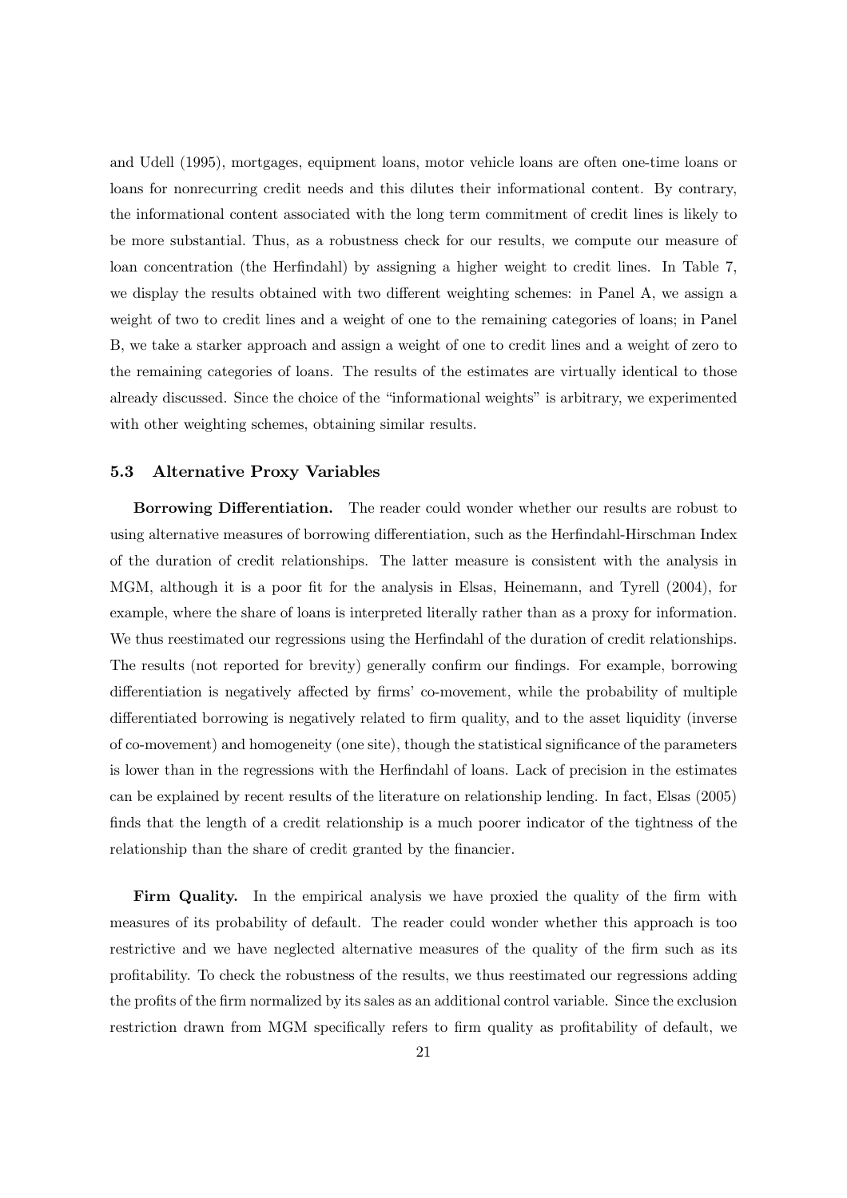and Udell (1995), mortgages, equipment loans, motor vehicle loans are often one-time loans or loans for nonrecurring credit needs and this dilutes their informational content. By contrary, the informational content associated with the long term commitment of credit lines is likely to be more substantial. Thus, as a robustness check for our results, we compute our measure of loan concentration (the Herfindahl) by assigning a higher weight to credit lines. In Table 7, we display the results obtained with two different weighting schemes: in Panel A, we assign a weight of two to credit lines and a weight of one to the remaining categories of loans; in Panel B, we take a starker approach and assign a weight of one to credit lines and a weight of zero to the remaining categories of loans. The results of the estimates are virtually identical to those already discussed. Since the choice of the "informational weights" is arbitrary, we experimented with other weighting schemes, obtaining similar results.

### 5.3 Alternative Proxy Variables

**Borrowing Differentiation.** The reader could wonder whether our results are robust to using alternative measures of borrowing differentiation, such as the Herfindahl-Hirschman Index of the duration of credit relationships. The latter measure is consistent with the analysis in MGM, although it is a poor fit for the analysis in Elsas, Heinemann, and Tyrell (2004), for example, where the share of loans is interpreted literally rather than as a proxy for information. We thus reestimated our regressions using the Herfindahl of the duration of credit relationships. The results (not reported for brevity) generally confirm our findings. For example, borrowing differentiation is negatively affected by firms' co-movement, while the probability of multiple differentiated borrowing is negatively related to firm quality, and to the asset liquidity (inverse of co-movement) and homogeneity (one site), though the statistical significance of the parameters is lower than in the regressions with the Herfindahl of loans. Lack of precision in the estimates can be explained by recent results of the literature on relationship lending. In fact, Elsas (2005) finds that the length of a credit relationship is a much poorer indicator of the tightness of the relationship than the share of credit granted by the financier.

**Firm Quality.** In the empirical analysis we have proxied the quality of the firm with measures of its probability of default. The reader could wonder whether this approach is too restrictive and we have neglected alternative measures of the quality of the firm such as its profitability. To check the robustness of the results, we thus reestimated our regressions adding the profits of the firm normalized by its sales as an additional control variable. Since the exclusion restriction drawn from MGM specifically refers to firm quality as profitability of default, we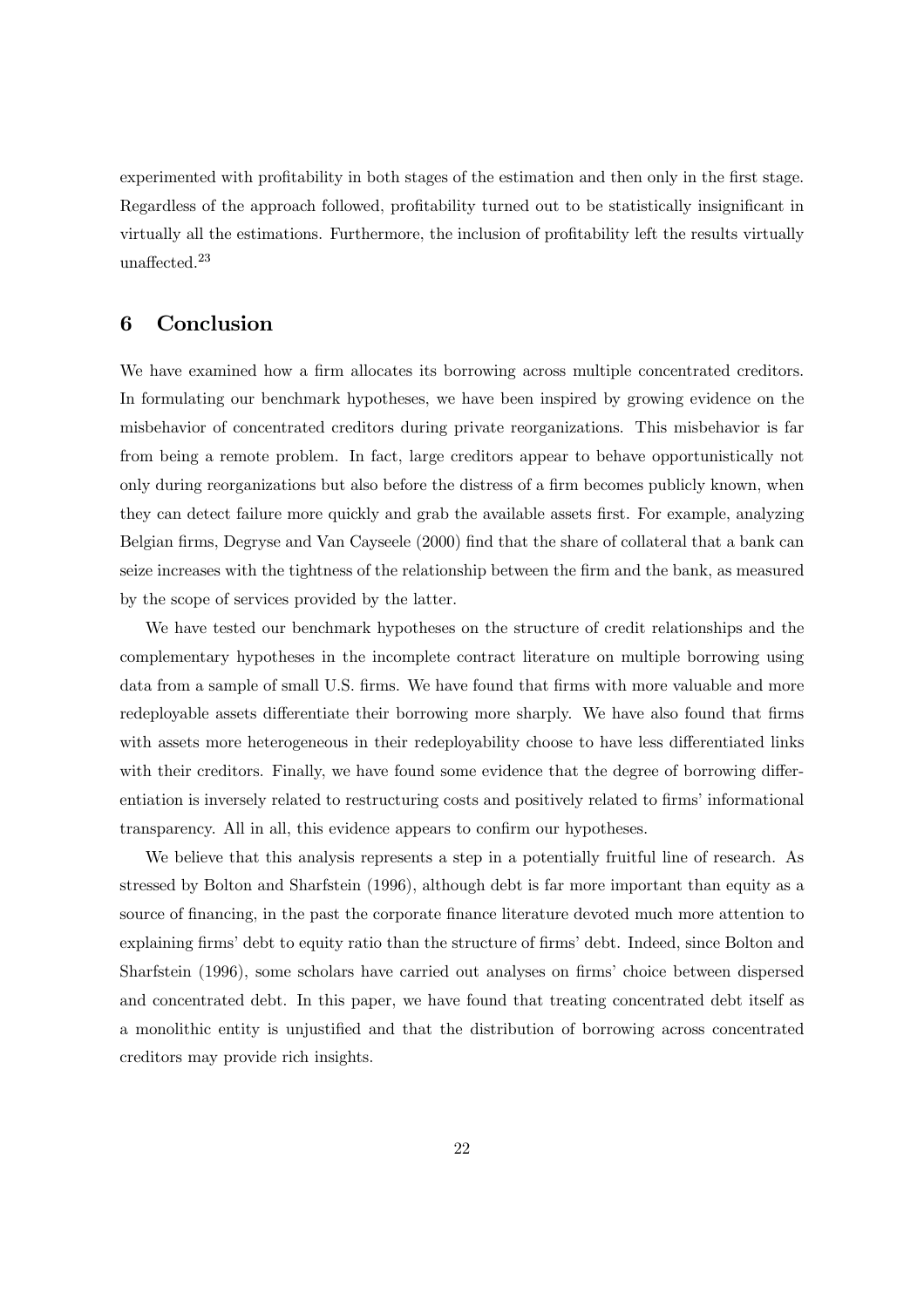experimented with profitability in both stages of the estimation and then only in the first stage. Regardless of the approach followed, profitability turned out to be statistically insignificant in virtually all the estimations. Furthermore, the inclusion of profitability left the results virtually unaffected.[23]

## 6 Conclusion

We have examined how a firm allocates its borrowing across multiple concentrated creditors. In formulating our benchmark hypotheses, we have been inspired by growing evidence on the misbehavior of concentrated creditors during private reorganizations. This misbehavior is far from being a remote problem. In fact, large creditors appear to behave opportunistically not only during reorganizations but also before the distress of a firm becomes publicly known, when they can detect failure more quickly and grab the available assets first. For example, analyzing Belgian firms, Degryse and Van Cayseele (2000) find that the share of collateral that a bank can seize increases with the tightness of the relationship between the firm and the bank, as measured by the scope of services provided by the latter.

We have tested our benchmark hypotheses on the structure of credit relationships and the complementary hypotheses in the incomplete contract literature on multiple borrowing using data from a sample of small U.S. firms. We have found that firms with more valuable and more redeployable assets differentiate their borrowing more sharply. We have also found that firms with assets more heterogeneous in their redeployability choose to have less differentiated links with their creditors. Finally, we have found some evidence that the degree of borrowing differentiation is inversely related to restructuring costs and positively related to firms' informational transparency. All in all, this evidence appears to confirm our hypotheses.

We believe that this analysis represents a step in a potentially fruitful line of research. As stressed by Bolton and Sharfstein (1996), although debt is far more important than equity as a source of financing, in the past the corporate finance literature devoted much more attention to explaining firms' debt to equity ratio than the structure of firms' debt. Indeed, since Bolton and Sharfstein (1996), some scholars have carried out analyses on firms' choice between dispersed and concentrated debt. In this paper, we have found that treating concentrated debt itself as a monolithic entity is unjustified and that the distribution of borrowing across concentrated creditors may provide rich insights.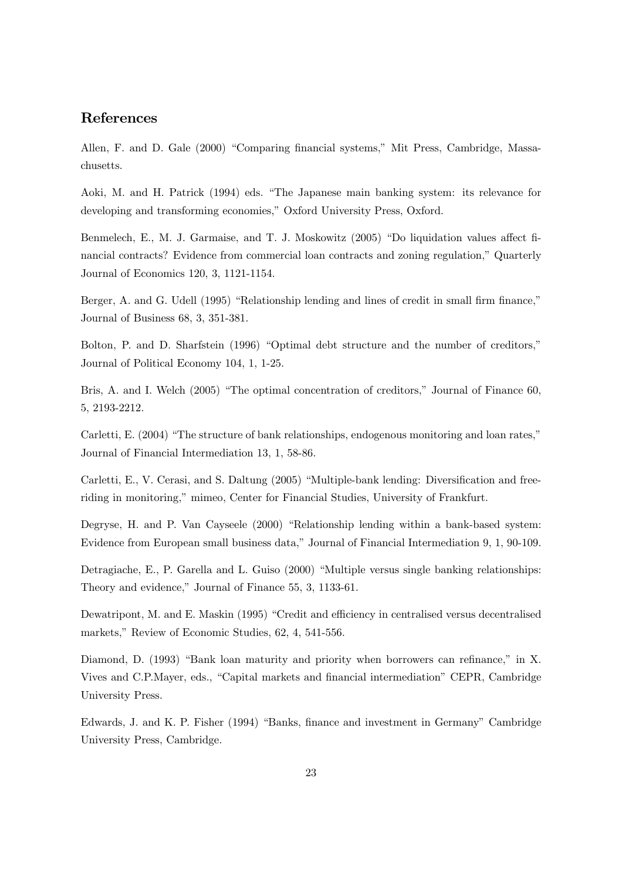## References

Allen, F. and D. Gale (2000) "Comparing financial systems," Mit Press, Cambridge, Massachusetts.

Aoki, M. and H. Patrick (1994) eds. "The Japanese main banking system: its relevance for developing and transforming economies," Oxford University Press, Oxford.

Benmelech, E., M. J. Garmaise, and T. J. Moskowitz (2005) "Do liquidation values affect financial contracts? Evidence from commercial loan contracts and zoning regulation," Quarterly Journal of Economics 120, 3, 1121-1154.

Berger, A. and G. Udell (1995) "Relationship lending and lines of credit in small firm finance," Journal of Business 68, 3, 351-381.

Bolton, P. and D. Sharfstein (1996) "Optimal debt structure and the number of creditors," Journal of Political Economy 104, 1, 1-25.

Bris, A. and I. Welch (2005) "The optimal concentration of creditors," Journal of Finance 60, 5, 2193-2212.

Carletti, E. (2004) "The structure of bank relationships, endogenous monitoring and loan rates," Journal of Financial Intermediation 13, 1, 58-86.

Carletti, E., V. Cerasi, and S. Daltung (2005) "Multiple-bank lending: Diversification and free-riding in monitoring," mimeo, Center for Financial Studies, University of Frankfurt.

Degryse, H. and P. Van Cayseele (2000) "Relationship lending within a bank-based system: Evidence from European small business data," Journal of Financial Intermediation 9, 1, 90-109.

Detragiache, E., P. Garella and L. Guiso (2000) "Multiple versus single banking relationships: Theory and evidence," Journal of Finance 55, 3, 1133-61.

Dewatripont, M. and E. Maskin (1995) "Credit and efficiency in centralised versus decentralised markets," Review of Economic Studies, 62, 4, 541-556.

Diamond, D. (1993) "Bank loan maturity and priority when borrowers can refinance," in X. Vives and C.P.Mayer, eds., "Capital markets and financial intermediation" CEPR, Cambridge University Press.

Edwards, J. and K. P. Fisher (1994) "Banks, finance and investment in Germany" Cambridge University Press, Cambridge.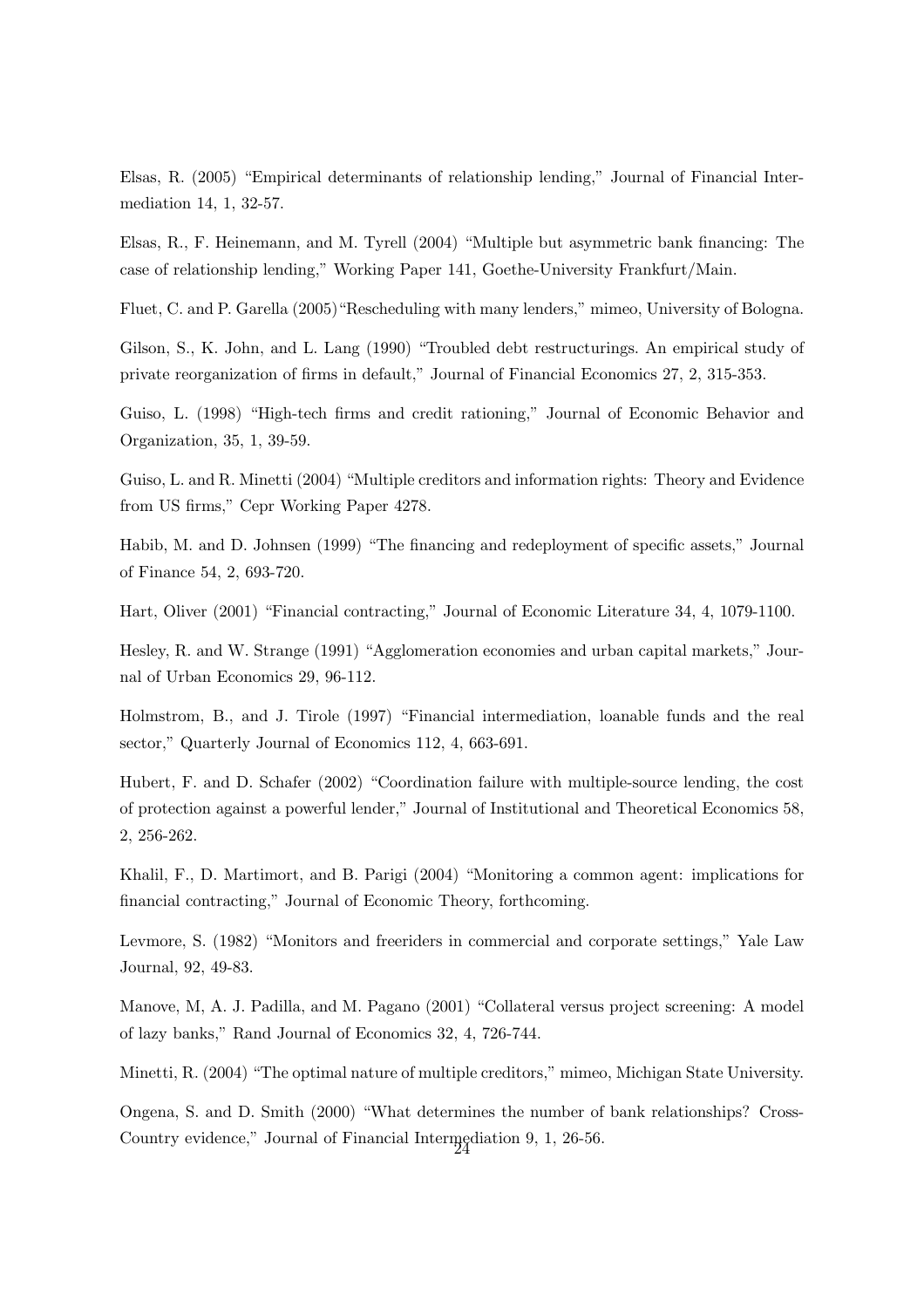Elsas, R. (2005) "Empirical determinants of relationship lending," Journal of Financial Intermediation 14, 1, 32-57.

Elsas, R., F. Heinemann, and M. Tyrell (2004) "Multiple but asymmetric bank financing: The case of relationship lending," Working Paper 141, Goethe-University Frankfurt/Main.

Fluet, C. and P. Garella (2005)"Rescheduling with many lenders," mimeo, University of Bologna.

Gilson, S., K. John, and L. Lang (1990) "Troubled debt restructurings. An empirical study of private reorganization of firms in default," Journal of Financial Economics 27, 2, 315-353.

Guiso, L. (1998) "High-tech firms and credit rationing," Journal of Economic Behavior and Organization, 35, 1, 39-59.

Guiso, L. and R. Minetti (2004) "Multiple creditors and information rights: Theory and Evidence from US firms," Cepr Working Paper 4278.

Habib, M. and D. Johnsen (1999) "The financing and redeployment of specific assets," Journal of Finance 54, 2, 693-720.

Hart, Oliver (2001) "Financial contracting," Journal of Economic Literature 34, 4, 1079-1100.

Hesley, R. and W. Strange (1991) "Agglomeration economies and urban capital markets," Journal of Urban Economics 29, 96-112.

Holmstrom, B., and J. Tirole (1997) "Financial intermediation, loanable funds and the real sector," Quarterly Journal of Economics 112, 4, 663-691.

Hubert, F. and D. Schafer (2002) "Coordination failure with multiple-source lending, the cost of protection against a powerful lender," Journal of Institutional and Theoretical Economics 58, 2, 256-262.

Khalil, F., D. Martimort, and B. Parigi (2004) "Monitoring a common agent: implications for financial contracting," Journal of Economic Theory, forthcoming.

Levmore, S. (1982) "Monitors and freeriders in commercial and corporate settings," Yale Law Journal, 92, 49-83.

Manove, M, A. J. Padilla, and M. Pagano (2001) "Collateral versus project screening: A model of lazy banks," Rand Journal of Economics 32, 4, 726-744.

Minetti, R. (2004) "The optimal nature of multiple creditors," mimeo, Michigan State University.

Ongena, S. and D. Smith (2000) "What determines the number of bank relationships? Cross-Country evidence," Journal of Financial Intermediation 9, 1, 26-56.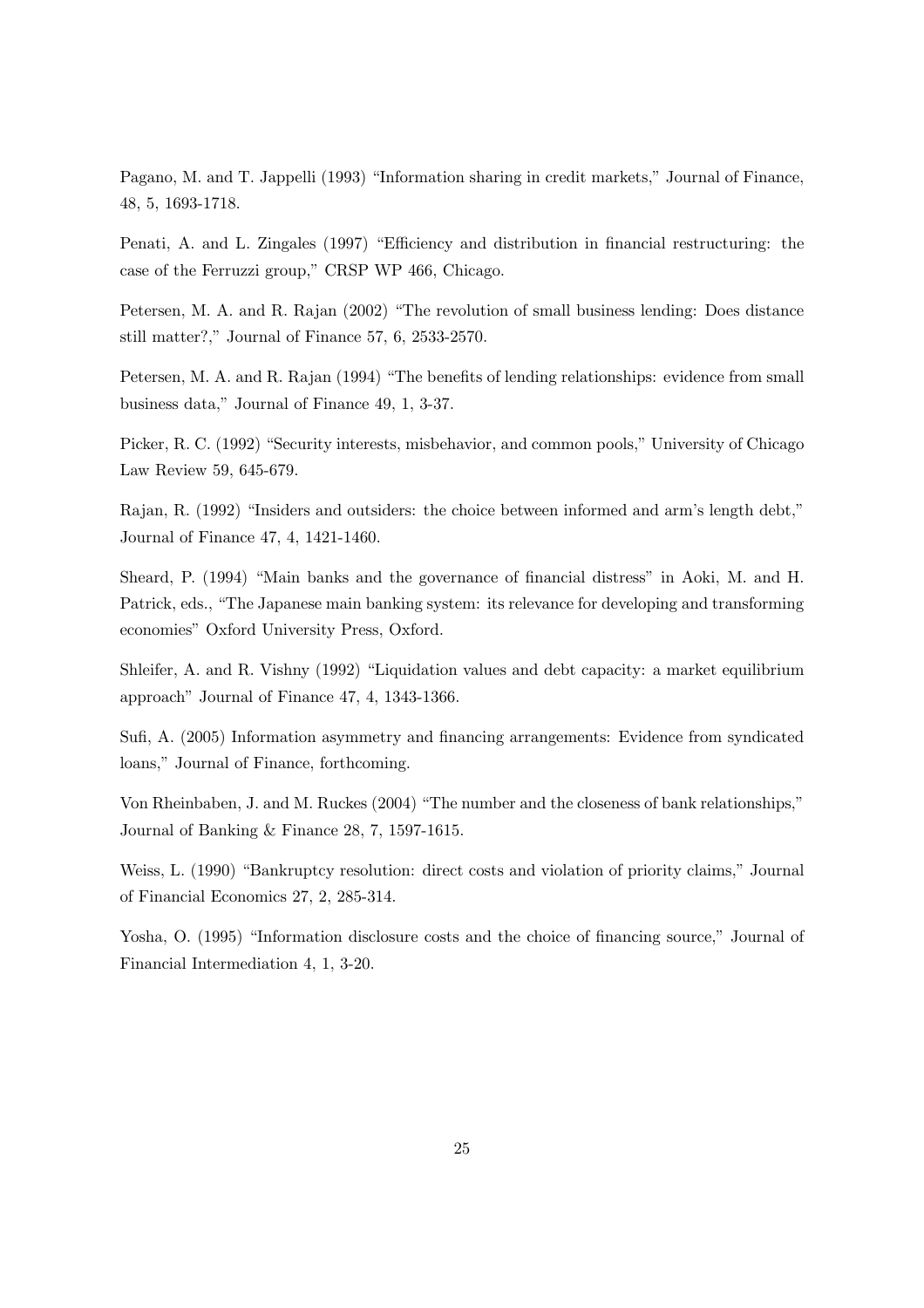Pagano, M. and T. Jappelli (1993) "Information sharing in credit markets," Journal of Finance, 48, 5, 1693-1718.

Penati, A. and L. Zingales (1997) "Efficiency and distribution in financial restructuring: the case of the Ferruzzi group," CRSP WP 466, Chicago.

Petersen, M. A. and R. Rajan (2002) "The revolution of small business lending: Does distance still matter?," Journal of Finance 57, 6, 2533-2570.

Petersen, M. A. and R. Rajan (1994) "The benefits of lending relationships: evidence from small business data," Journal of Finance 49, 1, 3-37.

Picker, R. C. (1992) "Security interests, misbehavior, and common pools," University of Chicago Law Review 59, 645-679.

Rajan, R. (1992) "Insiders and outsiders: the choice between informed and arm's length debt," Journal of Finance 47, 4, 1421-1460.

Sheard, P. (1994) "Main banks and the governance of financial distress" in Aoki, M. and H. Patrick, eds., "The Japanese main banking system: its relevance for developing and transforming economies" Oxford University Press, Oxford.

Shleifer, A. and R. Vishny (1992) "Liquidation values and debt capacity: a market equilibrium approach" Journal of Finance 47, 4, 1343-1366.

Sufi, A. (2005) Information asymmetry and financing arrangements: Evidence from syndicated loans," Journal of Finance, forthcoming.

Von Rheinbaben, J. and M. Ruckes (2004) "The number and the closeness of bank relationships," Journal of Banking & Finance 28, 7, 1597-1615.

Weiss, L. (1990) "Bankruptcy resolution: direct costs and violation of priority claims," Journal of Financial Economics 27, 2, 285-314.

Yosha, O. (1995) "Information disclosure costs and the choice of financing source," Journal of Financial Intermediation 4, 1, 3-20.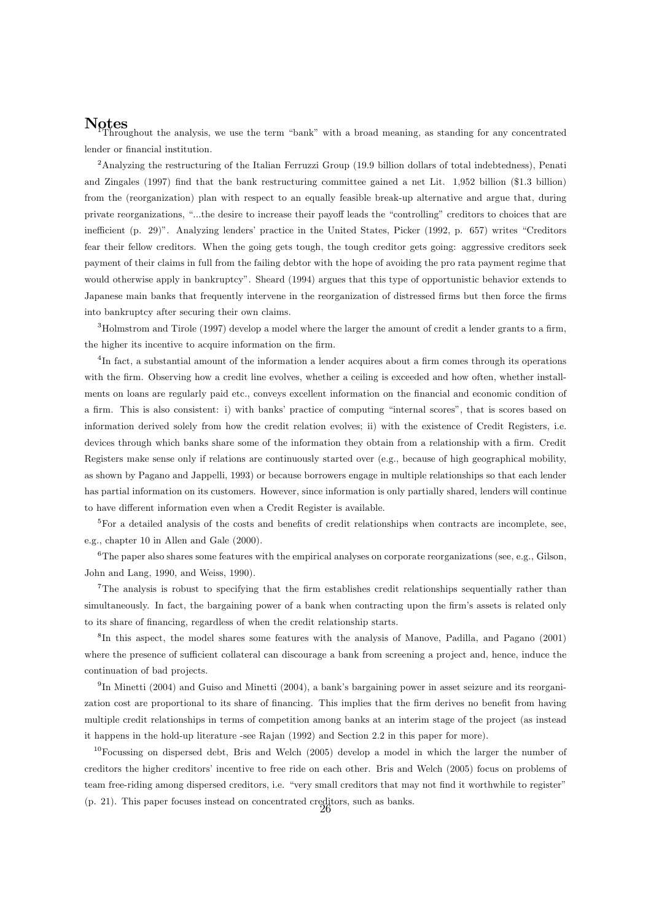# Notes

[1]Throughout the analysis, we use the term "bank" with a broad meaning, as standing for any concentrated lender or financial institution.

[2]Analyzing the restructuring of the Italian Ferruzzi Group (19.9 billion dollars of total indebtedness), Penati and Zingales (1997) find that the bank restructuring committee gained a net Lit. 1,952 billion ($1.3 billion) from the (reorganization) plan with respect to an equally feasible break-up alternative and argue that, during private reorganizations, "...the desire to increase their payoff leads the "controlling" creditors to choices that are inefficient (p. 29)". Analyzing lenders' practice in the United States, Picker (1992, p. 657) writes "Creditors fear their fellow creditors. When the going gets tough, the tough creditor gets going: aggressive creditors seek payment of their claims in full from the failing debtor with the hope of avoiding the pro rata payment regime that would otherwise apply in bankruptcy". Sheard (1994) argues that this type of opportunistic behavior extends to Japanese main banks that frequently intervene in the reorganization of distressed firms but then force the firms into bankruptcy after securing their own claims.

[3]Holmstrom and Tirole (1997) develop a model where the larger the amount of credit a lender grants to a firm, the higher its incentive to acquire information on the firm.

[4]In fact, a substantial amount of the information a lender acquires about a firm comes through its operations with the firm. Observing how a credit line evolves, whether a ceiling is exceeded and how often, whether installments on loans are regularly paid etc., conveys excellent information on the financial and economic condition of a firm. This is also consistent: i) with banks' practice of computing "internal scores", that is scores based on information derived solely from how the credit relation evolves; ii) with the existence of Credit Registers, i.e. devices through which banks share some of the information they obtain from a relationship with a firm. Credit Registers make sense only if relations are continuously started over (e.g., because of high geographical mobility, as shown by Pagano and Jappelli, 1993) or because borrowers engage in multiple relationships so that each lender has partial information on its customers. However, since information is only partially shared, lenders will continue to have different information even when a Credit Register is available.

[5]For a detailed analysis of the costs and benefits of credit relationships when contracts are incomplete, see, e.g., chapter 10 in Allen and Gale (2000).

[6]The paper also shares some features with the empirical analyses on corporate reorganizations (see, e.g., Gilson, John and Lang, 1990, and Weiss, 1990).

[7]The analysis is robust to specifying that the firm establishes credit relationships sequentially rather than simultaneously. In fact, the bargaining power of a bank when contracting upon the firm's assets is related only to its share of financing, regardless of when the credit relationship starts.

[8]In this aspect, the model shares some features with the analysis of Manove, Padilla, and Pagano (2001) where the presence of sufficient collateral can discourage a bank from screening a project and, hence, induce the continuation of bad projects.

[9]In Minetti (2004) and Guiso and Minetti (2004), a bank's bargaining power in asset seizure and its reorganization cost are proportional to its share of financing. This implies that the firm derives no benefit from having multiple credit relationships in terms of competition among banks at an interim stage of the project (as instead it happens in the hold-up literature -see Rajan (1992) and Section 2.2 in this paper for more).

[10]Focussing on dispersed debt, Bris and Welch (2005) develop a model in which the larger the number of creditors the higher creditors' incentive to free ride on each other. Bris and Welch (2005) focus on problems of team free-riding among dispersed creditors, i.e. "very small creditors that may not find it worthwhile to register" (p. 21). This paper focuses instead on concentrated creditors, such as banks.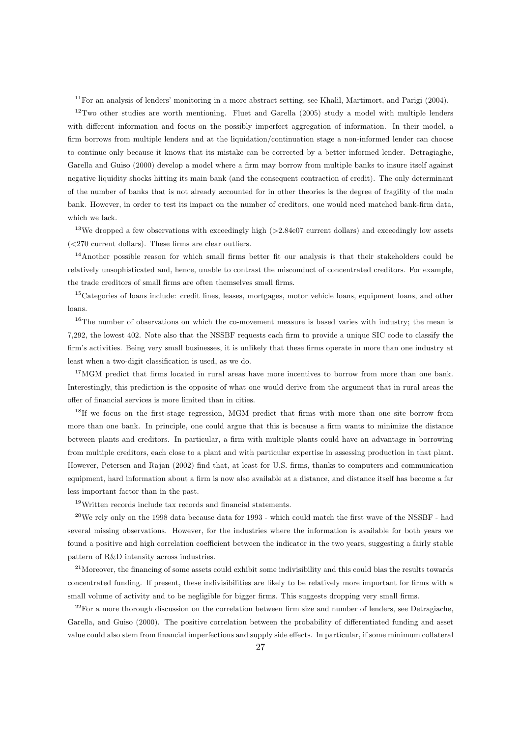[11]For an analysis of lenders' monitoring in a more abstract setting, see Khalil, Martimort, and Parigi (2004).

[12]Two other studies are worth mentioning. Fluet and Garella (2005) study a model with multiple lenders with different information and focus on the possibly imperfect aggregation of information. In their model, a firm borrows from multiple lenders and at the liquidation/continuation stage a non-informed lender can choose to continue only because it knows that its mistake can be corrected by a better informed lender. Detragiaghe, Garella and Guiso (2000) develop a model where a firm may borrow from multiple banks to insure itself against negative liquidity shocks hitting its main bank (and the consequent contraction of credit). The only determinant of the number of banks that is not already accounted for in other theories is the degree of fragility of the main bank. However, in order to test its impact on the number of creditors, one would need matched bank-firm data, which we lack.

[13]We dropped a few observations with exceedingly high (>2.84e07 current dollars) and exceedingly low assets (<270 current dollars). These firms are clear outliers.

[14]Another possible reason for which small firms better fit our analysis is that their stakeholders could be relatively unsophisticated and, hence, unable to contrast the misconduct of concentrated creditors. For example, the trade creditors of small firms are often themselves small firms.

[15]Categories of loans include: credit lines, leases, mortgages, motor vehicle loans, equipment loans, and other loans.

[16]The number of observations on which the co-movement measure is based varies with industry; the mean is 7,292, the lowest 402. Note also that the NSSBF requests each firm to provide a unique SIC code to classify the firm's activities. Being very small businesses, it is unlikely that these firms operate in more than one industry at least when a two-digit classification is used, as we do.

[17]MGM predict that firms located in rural areas have more incentives to borrow from more than one bank. Interestingly, this prediction is the opposite of what one would derive from the argument that in rural areas the offer of financial services is more limited than in cities.

[18]If we focus on the first-stage regression, MGM predict that firms with more than one site borrow from more than one bank. In principle, one could argue that this is because a firm wants to minimize the distance between plants and creditors. In particular, a firm with multiple plants could have an advantage in borrowing from multiple creditors, each close to a plant and with particular expertise in assessing production in that plant. However, Petersen and Rajan (2002) find that, at least for U.S. firms, thanks to computers and communication equipment, hard information about a firm is now also available at a distance, and distance itself has become a far less important factor than in the past.

[19]Written records include tax records and financial statements.

[20]We rely only on the 1998 data because data for 1993 - which could match the first wave of the NSSBF - had several missing observations. However, for the industries where the information is available for both years we found a positive and high correlation coefficient between the indicator in the two years, suggesting a fairly stable pattern of R&D intensity across industries.

[21]Moreover, the financing of some assets could exhibit some indivisibility and this could bias the results towards concentrated funding. If present, these indivisibilities are likely to be relatively more important for firms with a small volume of activity and to be negligible for bigger firms. This suggests dropping very small firms.

[22]For a more thorough discussion on the correlation between firm size and number of lenders, see Detragiache, Garella, and Guiso (2000). The positive correlation between the probability of differentiated funding and asset value could also stem from financial imperfections and supply side effects. In particular, if some minimum collateral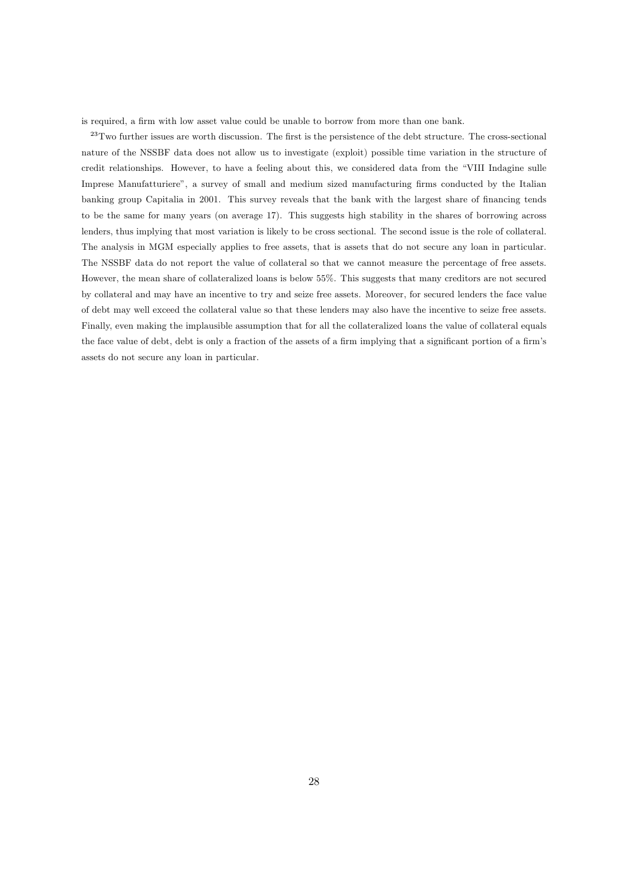is required, a firm with low asset value could be unable to borrow from more than one bank.

[23]Two further issues are worth discussion. The first is the persistence of the debt structure. The cross-sectional nature of the NSSBF data does not allow us to investigate (exploit) possible time variation in the structure of credit relationships. However, to have a feeling about this, we considered data from the "VIII Indagine sulle Imprese Manufatturiere", a survey of small and medium sized manufacturing firms conducted by the Italian banking group Capitalia in 2001. This survey reveals that the bank with the largest share of financing tends to be the same for many years (on average 17). This suggests high stability in the shares of borrowing across lenders, thus implying that most variation is likely to be cross sectional. The second issue is the role of collateral. The analysis in MGM especially applies to free assets, that is assets that do not secure any loan in particular. The NSSBF data do not report the value of collateral so that we cannot measure the percentage of free assets. However, the mean share of collateralized loans is below 55%. This suggests that many creditors are not secured by collateral and may have an incentive to try and seize free assets. Moreover, for secured lenders the face value of debt may well exceed the collateral value so that these lenders may also have the incentive to seize free assets. Finally, even making the implausible assumption that for all the collateralized loans the value of collateral equals the face value of debt, debt is only a fraction of the assets of a firm implying that a significant portion of a firm's assets do not secure any loan in particular.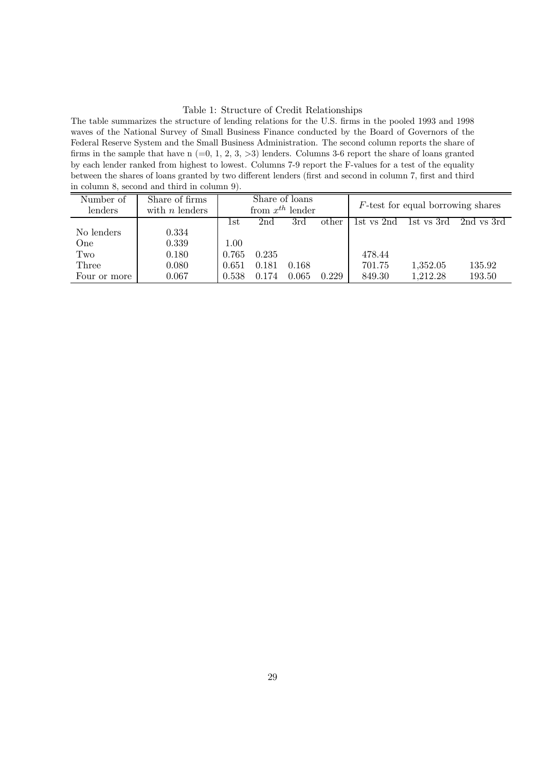Table 1: Structure of Credit Relationships

The table summarizes the structure of lending relations for the U.S. firms in the pooled 1993 and 1998 waves of the National Survey of Small Business Finance conducted by the Board of Governors of the Federal Reserve System and the Small Business Administration. The second column reports the share of firms in the sample that have n (=0, 1, 2, 3, >3) lenders. Columns 3-6 report the share of loans granted by each lender ranked from highest to lowest. Columns 7-9 report the F-values for a test of the equality between the shares of loans granted by two different lenders (first and second in column 7, first and third in column 8, second and third in column 9).

| Number of lenders | Share of firms with $n$ lenders | Share of loans from $x^{th}$ lender | | | | $F$-test for equal borrowing shares | | |
|---|---|---|---|---|---|---|---|---|
| | | 1st | 2nd | 3rd | other | 1st vs 2nd | 1st vs 3rd | 2nd vs 3rd |
| No lenders | 0.334 | | | | | | | |
| One | 0.339 | 1.00 | | | | | | |
| Two | 0.180 | 0.765 | 0.235 | | | 478.44 | | |
| Three | 0.080 | 0.651 | 0.181 | 0.168 | | 701.75 | 1,352.05 | 135.92 |
| Four or more | 0.067 | 0.538 | 0.174 | 0.065 | 0.229 | 849.30 | 1,212.28 | 193.50 |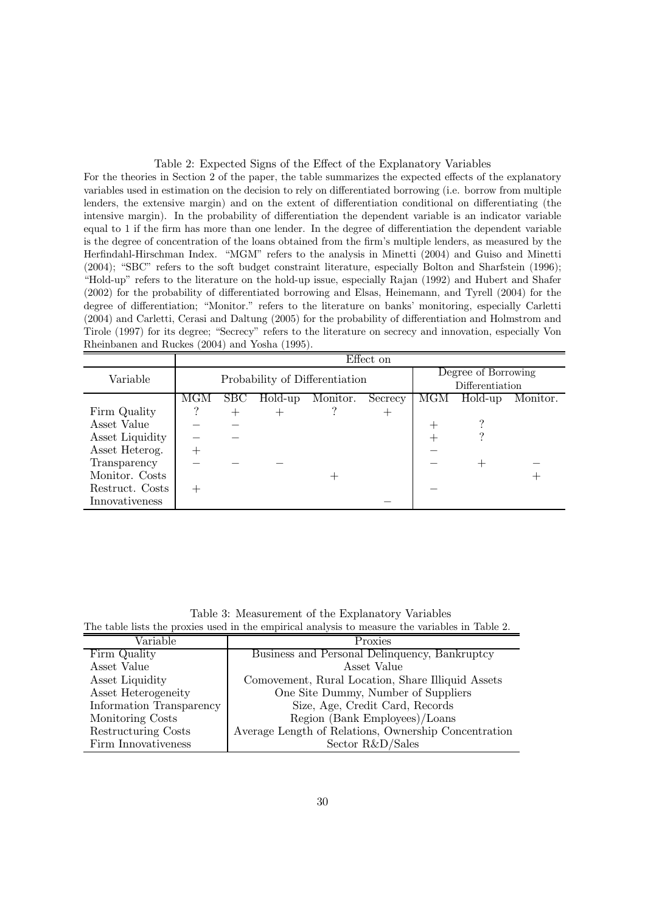Table 2: Expected Signs of the Effect of the Explanatory Variables

For the theories in Section 2 of the paper, the table summarizes the expected effects of the explanatory variables used in estimation on the decision to rely on differentiated borrowing (i.e. borrow from multiple lenders, the extensive margin) and on the extent of differentiation conditional on differentiating (the intensive margin). In the probability of differentiation the dependent variable is an indicator variable equal to 1 if the firm has more than one lender. In the degree of differentiation the dependent variable is the degree of concentration of the loans obtained from the firm's multiple lenders, as measured by the Herfindahl-Hirschman Index. "MGM" refers to the analysis in Minetti (2004) and Guiso and Minetti (2004); "SBC" refers to the soft budget constraint literature, especially Bolton and Sharfstein (1996); "Hold-up" refers to the literature on the hold-up issue, especially Rajan (1992) and Hubert and Shafer (2002) for the probability of differentiated borrowing and Elsas, Heinemann, and Tyrell (2004) for the degree of differentiation; "Monitor." refers to the literature on banks' monitoring, especially Carletti (2004) and Carletti, Cerasi and Daltung (2005) for the probability of differentiation and Holmstrom and Tirole (1997) for its degree; "Secrecy" refers to the literature on secrecy and innovation, especially Von Rheinbanen and Ruckes (2004) and Yosha (1995).

| | Effect on | | | | | | | |
|---|---|---|---|---|---|---|---|---|
| Variable | Probability of Differentiation | | | | | Degree of Borrowing Differentiation | | |
| | MGM | SBC | Hold-up | Monitor. | Secrecy | MGM | Hold-up | Monitor. |
| Firm Quality | ? | + | + | ? | + | | | |
| Asset Value | − | − | | | | + | ? | |
| Asset Liquidity | − | − | | | | + | ? | |
| Asset Heterog. | + | | | | | − | | |
| Transparency | − | − | − | | | − | + | − |
| Monitor. Costs | | | | + | | | | + |
| Restruct. Costs | + | | | | | − | | |
| Innovativeness | | | | | − | | | |

Table 3: Measurement of the Explanatory Variables

The table lists the proxies used in the empirical analysis to measure the variables in Table 2.

| Variable | Proxies |
|---|---|
| Firm Quality | Business and Personal Delinquency, Bankruptcy |
| Asset Value | Asset Value |
| Asset Liquidity | Comovement, Rural Location, Share Illiquid Assets |
| Asset Heterogeneity | One Site Dummy, Number of Suppliers |
| Information Transparency | Size, Age, Credit Card, Records |
| Monitoring Costs | Region (Bank Employees)/Loans |
| Restructuring Costs | Average Length of Relations, Ownership Concentration |
| Firm Innovativeness | Sector R&D/Sales |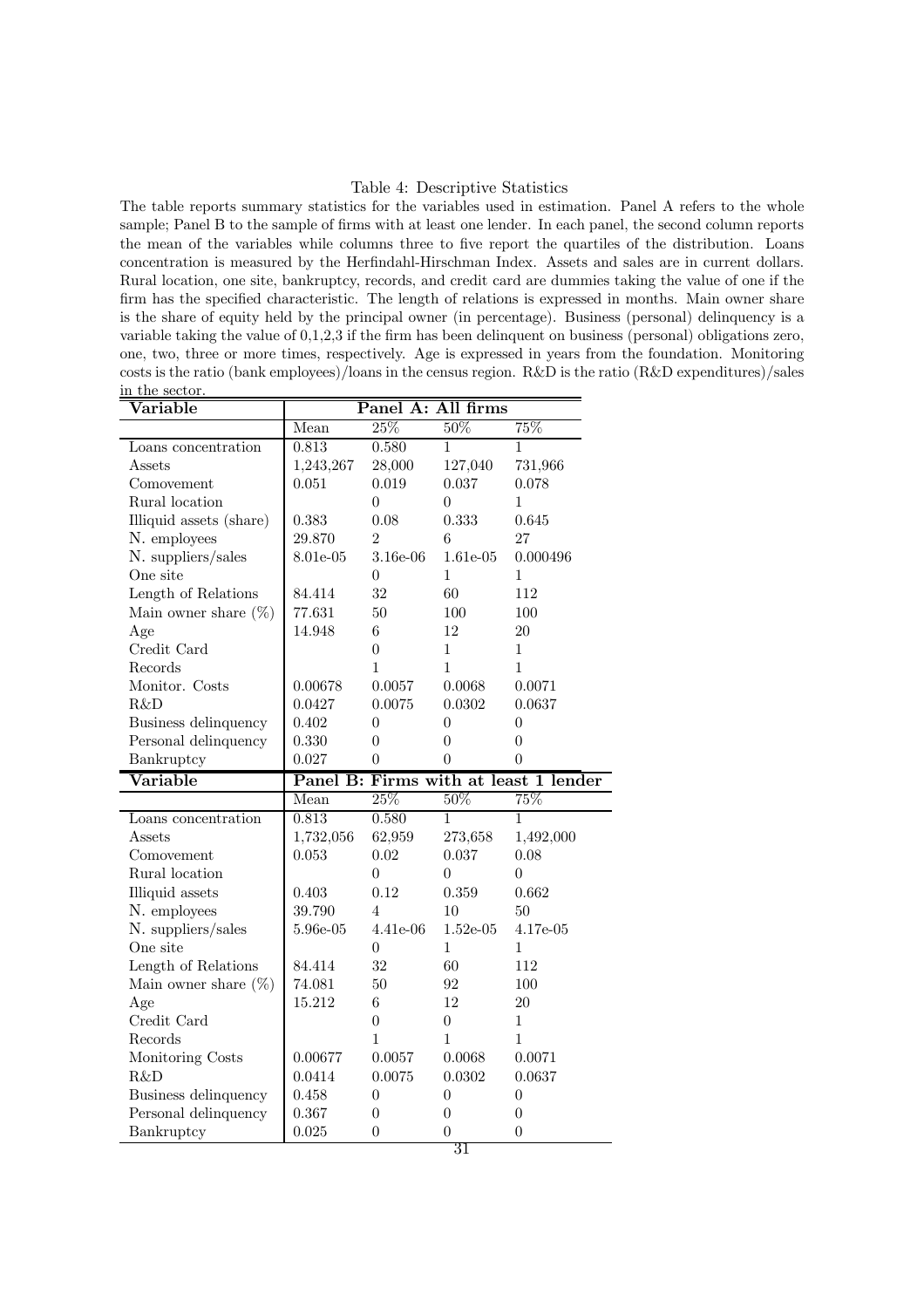Table 4: Descriptive Statistics

The table reports summary statistics for the variables used in estimation. Panel A refers to the whole sample; Panel B to the sample of firms with at least one lender. In each panel, the second column reports the mean of the variables while columns three to five report the quartiles of the distribution. Loans concentration is measured by the Herfindahl-Hirschman Index. Assets and sales are in current dollars. Rural location, one site, bankruptcy, records, and credit card are dummies taking the value of one if the firm has the specified characteristic. The length of relations is expressed in months. Main owner share is the share of equity held by the principal owner (in percentage). Business (personal) delinquency is a variable taking the value of 0,1,2,3 if the firm has been delinquent on business (personal) obligations zero, one, two, three or more times, respectively. Age is expressed in years from the foundation. Monitoring costs is the ratio (bank employees)/loans in the census region. R&D is the ratio (R&D expenditures)/sales in the sector.

| Variable | Panel A: All firms | | | |
|---|---|---|---|---|
| | Mean | 25% | 50% | 75% |
| Loans concentration | 0.813 | 0.580 | 1 | 1 |
| Assets | 1,243,267 | 28,000 | 127,040 | 731,966 |
| Comovement | 0.051 | 0.019 | 0.037 | 0.078 |
| Rural location | | 0 | 0 | 1 |
| Illiquid assets (share) | 0.383 | 0.08 | 0.333 | 0.645 |
| N. employees | 29.870 | 2 | 6 | 27 |
| N. suppliers/sales | 8.01e-05 | 3.16e-06 | 1.61e-05 | 0.000496 |
| One site | | 0 | 1 | 1 |
| Length of Relations | 84.414 | 32 | 60 | 112 |
| Main owner share (%) | 77.631 | 50 | 100 | 100 |
| Age | 14.948 | 6 | 12 | 20 |
| Credit Card | | 0 | 1 | 1 |
| Records | | 1 | 1 | 1 |
| Monitor. Costs | 0.00678 | 0.0057 | 0.0068 | 0.0071 |
| R&D | 0.0427 | 0.0075 | 0.0302 | 0.0637 |
| Business delinquency | 0.402 | 0 | 0 | 0 |
| Personal delinquency | 0.330 | 0 | 0 | 0 |
| Bankruptcy | 0.027 | 0 | 0 | 0 |
| **Variable** | **Panel B: Firms with at least 1 lender** | | | |
| | Mean | 25% | 50% | 75% |
| Loans concentration | 0.813 | 0.580 | 1 | 1 |
| Assets | 1,732,056 | 62,959 | 273,658 | 1,492,000 |
| Comovement | 0.053 | 0.02 | 0.037 | 0.08 |
| Rural location | | 0 | 0 | 0 |
| Illiquid assets | 0.403 | 0.12 | 0.359 | 0.662 |
| N. employees | 39.790 | 4 | 10 | 50 |
| N. suppliers/sales | 5.96e-05 | 4.41e-06 | 1.52e-05 | 4.17e-05 |
| One site | | 0 | 1 | 1 |
| Length of Relations | 84.414 | 32 | 60 | 112 |
| Main owner share (%) | 74.081 | 50 | 92 | 100 |
| Age | 15.212 | 6 | 12 | 20 |
| Credit Card | | 0 | 0 | 1 |
| Records | | 1 | 1 | 1 |
| Monitoring Costs | 0.00677 | 0.0057 | 0.0068 | 0.0071 |
| R&D | 0.0414 | 0.0075 | 0.0302 | 0.0637 |
| Business delinquency | 0.458 | 0 | 0 | 0 |
| Personal delinquency | 0.367 | 0 | 0 | 0 |
| Bankruptcy | 0.025 | 0 | 0 | 0 |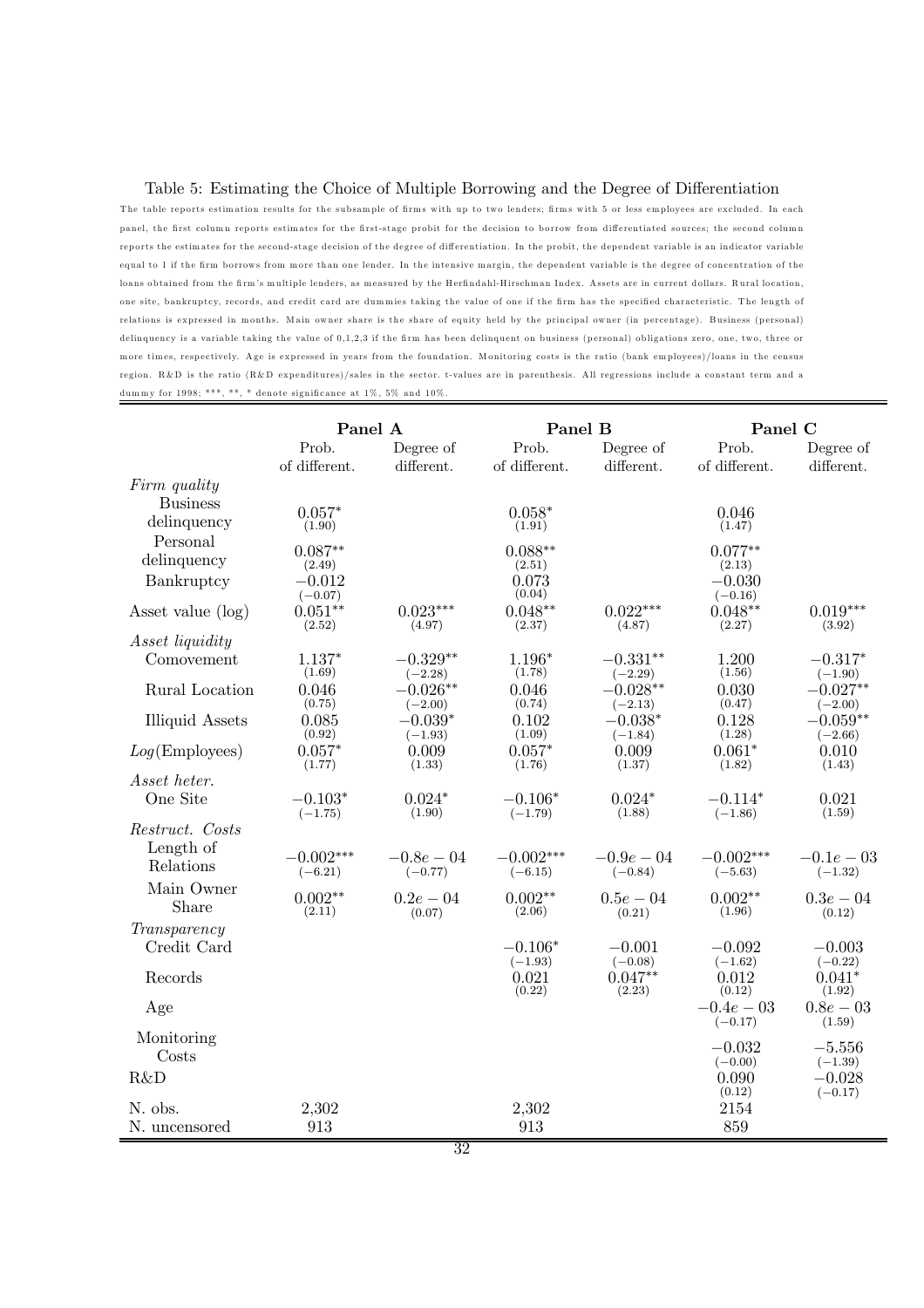Table 5: Estimating the Choice of Multiple Borrowing and the Degree of Differentiation

The table reports estimation results for the subsample of firms with up to two lenders; firms with 5 or less employees are excluded. In each panel, the first column reports estimates for the first-stage probit for the decision to borrow from differentiated sources; the second column reports the estimates for the second-stage decision of the degree of differentiation. In the probit, the dependent variable is an indicator variable equal to 1 if the firm borrows from more than one lender. In the intensive margin, the dependent variable is the degree of concentration of the loans obtained from the firm's multiple lenders, as measured by the Herfindahl-Hirschman Index. Assets are in current dollars. Rural location, one site, bankruptcy, records, and credit card are dummies taking the value of one if the firm has the specified characteristic. The length of relations is expressed in months. Main owner share is the share of equity held by the principal owner (in percentage). Business (personal) delinquency is a variable taking the value of 0,1,2,3 if the firm has been delinquent on business (personal) obligations zero, one, two, three or more times, respectively. Age is expressed in years from the foundation. Monitoring costs is the ratio (bank employees)/loans in the census region. R&D is the ratio (R&D expenditures)/sales in the sector. t-values are in parenthesis. All regressions include a constant term and a dummy for 1998; \*\*\*, \*\*, \* denote significance at 1%, 5% and 10%.

| | Panel A | | Panel B | | Panel C | |
|---|---|---|---|---|---|---|
| | Prob. of different. | Degree of different. | Prob. of different. | Degree of different. | Prob. of different. | Degree of different. |
| *Firm quality* | | | | | | |
| Business delinquency | 0.057* (1.90) | | 0.058* (1.91) | | 0.046 (1.47) | |
| Personal delinquency | 0.087** (2.49) | | 0.088** (2.51) | | 0.077** (2.13) | |
| Bankruptcy | −0.012 (−0.07) | | 0.073 (0.04) | | −0.030 (−0.16) | |
| Asset value (log) | 0.051** (2.52) | 0.023*** (4.97) | 0.048** (2.37) | 0.022*** (4.87) | 0.048** (2.27) | 0.019*** (3.92) |
| *Asset liquidity* | | | | | | |
| Comovement | 1.137* (1.69) | −0.329** (−2.28) | 1.196* (1.78) | −0.331** (−2.29) | 1.200 (1.56) | −0.317* (−1.90) |
| Rural Location | 0.046 (0.75) | −0.026** (−2.00) | 0.046 (0.74) | −0.028** (−2.13) | 0.030 (0.47) | −0.027** (−2.00) |
| Illiquid Assets | 0.085 (0.92) | −0.039* (−1.93) | 0.102 (1.09) | −0.038* (−1.84) | 0.128 (1.28) | −0.059** (−2.66) |
| *Log*(Employees) | 0.057* (1.77) | 0.009 (1.33) | 0.057* (1.76) | 0.009 (1.37) | 0.061* (1.82) | 0.010 (1.43) |
| *Asset heter.* | | | | | | |
| One Site | −0.103* (−1.75) | 0.024* (1.90) | −0.106* (−1.79) | 0.024* (1.88) | −0.114* (−1.86) | 0.021 (1.59) |
| *Restruct. Costs* | | | | | | |
| Length of Relations | −0.002*** (−6.21) | −0.8e−04 (−0.77) | −0.002*** (−6.15) | −0.9e−04 (−0.84) | −0.002*** (−5.63) | −0.1e−03 (−1.32) |
| Main Owner Share | 0.002** (2.11) | 0.2e−04 (0.07) | 0.002** (2.06) | 0.5e−04 (0.21) | 0.002** (1.96) | 0.3e−04 (0.12) |
| *Transparency* | | | | | | |
| Credit Card | | | −0.106* (−1.93) | −0.001 (−0.08) | −0.092 (−1.62) | −0.003 (−0.22) |
| Records | | | 0.021 (0.22) | 0.047** (2.23) | 0.012 (0.12) | 0.041* (1.92) |
| Age | | | | | −0.4e−03 (−0.17) | 0.8e−03 (1.59) |
| Monitoring Costs | | | | | −0.032 (−0.00) | −5.556 (−1.39) |
| R&D | | | | | 0.090 (0.12) | −0.028 (−0.17) |
| N. obs. | 2,302 | | 2,302 | | 2154 | |
| N. uncensored | 913 | | 913 | | 859 | |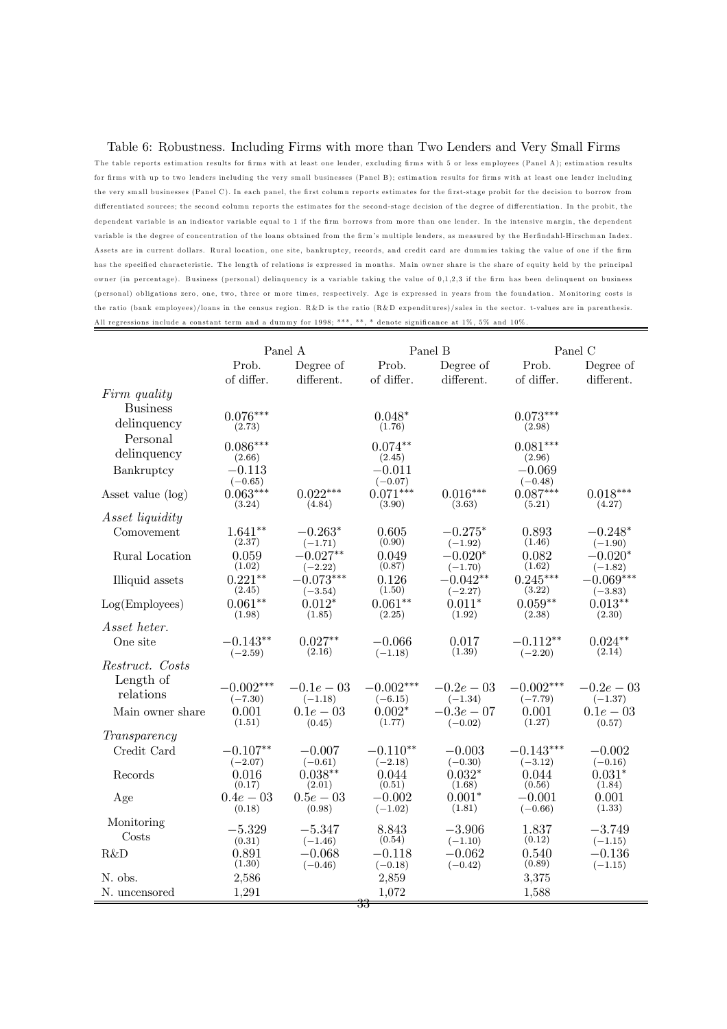Table 6: Robustness. Including Firms with more than Two Lenders and Very Small Firms

The table reports estimation results for firms with at least one lender, excluding firms with 5 or less employees (Panel A); estimation results for firms with up to two lenders including the very small businesses (Panel B); estimation results for firms with at least one lender including the very small businesses (Panel C). In each panel, the first column reports estimates for the first-stage probit for the decision to borrow from differentiated sources; the second column reports the estimates for the second-stage decision of the degree of differentiation. In the probit, the dependent variable is an indicator variable equal to 1 if the firm borrows from more than one lender. In the intensive margin, the dependent variable is the degree of concentration of the loans obtained from the firm's multiple lenders, as measured by the Herfindahl-Hirschman Index. Assets are in current dollars. Rural location, one site, bankruptcy, records, and credit card are dummies taking the value of one if the firm has the specified characteristic. The length of relations is expressed in months. Main owner share is the share of equity held by the principal owner (in percentage). Business (personal) delinquency is a variable taking the value of 0,1,2,3 if the firm has been delinquent on business (personal) obligations zero, one, two, three or more times, respectively. Age is expressed in years from the foundation. Monitoring costs is the ratio (bank employees)/loans in the census region. R&D is the ratio (R&D expenditures)/sales in the sector. t-values are in parenthesis. All regressions include a constant term and a dummy for 1998; ***, **, * denote significance at 1%, 5% and 10%.

| | Panel A | | Panel B | | Panel C | |
|---|---|---|---|---|---|---|
| | Prob. of differ. | Degree of different. | Prob. of differ. | Degree of different. | Prob. of differ. | Degree of different. |
| *Firm quality* | | | | | | |
| Business delinquency | $0.076^{***}$ (2.73) | | $0.048^{*}$ (1.76) | | $0.073^{***}$ (2.98) | |
| Personal delinquency | $0.086^{***}$ (2.66) | | $0.074^{**}$ (2.45) | | $0.081^{***}$ (2.96) | |
| Bankruptcy | $-0.113$ $(-0.65)$ | | $-0.011$ $(-0.07)$ | | $-0.069$ $(-0.48)$ | |
| Asset value (log) | $0.063^{***}$ (3.24) | $0.022^{***}$ (4.84) | $0.071^{***}$ (3.90) | $0.016^{***}$ (3.63) | $0.087^{***}$ (5.21) | $0.018^{***}$ (4.27) |
| *Asset liquidity* | | | | | | |
| Comovement | $1.641^{**}$ (2.37) | $-0.263^{*}$ $(-1.71)$ | 0.605 (0.90) | $-0.275^{*}$ $(-1.92)$ | 0.893 (1.46) | $-0.248^{*}$ $(-1.90)$ |
| Rural Location | 0.059 (1.02) | $-0.027^{**}$ $(-2.22)$ | 0.049 (0.87) | $-0.020^{*}$ $(-1.70)$ | 0.082 (1.62) | $-0.020^{*}$ $(-1.82)$ |
| Illiquid assets | $0.221^{**}$ (2.45) | $-0.073^{***}$ $(-3.54)$ | 0.126 (1.50) | $-0.042^{**}$ $(-2.27)$ | $0.245^{***}$ (3.22) | $-0.069^{***}$ $(-3.83)$ |
| Log(Employees) | $0.061^{**}$ (1.98) | $0.012^{*}$ (1.85) | $0.061^{**}$ (2.25) | $0.011^{*}$ (1.92) | $0.059^{**}$ (2.38) | $0.013^{**}$ (2.30) |
| *Asset heter.* | | | | | | |
| One site | $-0.143^{**}$ $(-2.59)$ | $0.027^{**}$ (2.16) | $-0.066$ $(-1.18)$ | 0.017 (1.39) | $-0.112^{**}$ $(-2.20)$ | $0.024^{**}$ (2.14) |
| *Restruct. Costs* | | | | | | |
| Length of relations | $-0.002^{***}$ $(-7.30)$ | $-0.1e-03$ $(-1.18)$ | $-0.002^{***}$ $(-6.15)$ | $-0.2e-03$ $(-1.34)$ | $-0.002^{***}$ $(-7.79)$ | $-0.2e-03$ $(-1.37)$ |
| Main owner share | 0.001 (1.51) | $0.1e-03$ (0.45) | $0.002^{*}$ (1.77) | $-0.3e-07$ $(-0.02)$ | 0.001 (1.27) | $0.1e-03$ (0.57) |
| *Transparency* | | | | | | |
| Credit Card | $-0.107^{**}$ $(-2.07)$ | $-0.007$ $(-0.61)$ | $-0.110^{**}$ $(-2.18)$ | $-0.003$ $(-0.30)$ | $-0.143^{***}$ $(-3.12)$ | $-0.002$ $(-0.16)$ |
| Records | 0.016 (0.17) | $0.038^{**}$ (2.01) | 0.044 (0.51) | $0.032^{*}$ (1.68) | 0.044 (0.56) | $0.031^{*}$ (1.84) |
| Age | $0.4e-03$ (0.18) | $0.5e-03$ (0.98) | $-0.002$ $(-1.02)$ | $0.001^{*}$ (1.81) | $-0.001$ $(-0.66)$ | 0.001 (1.33) |
| Monitoring Costs | $-5.329$ (0.31) | $-5.347$ $(-1.46)$ | 8.843 (0.54) | $-3.906$ $(-1.10)$ | 1.837 (0.12) | $-3.749$ $(-1.15)$ |
| R&D | 0.891 (1.30) | $-0.068$ $(-0.46)$ | $-0.118$ $(-0.18)$ | $-0.062$ $(-0.42)$ | 0.540 (0.89) | $-0.136$ $(-1.15)$ |
| N. obs. | 2,586 | | 2,859 | | 3,375 | |
| N. uncensored | 1,291 | | 1,072 | | 1,588 | |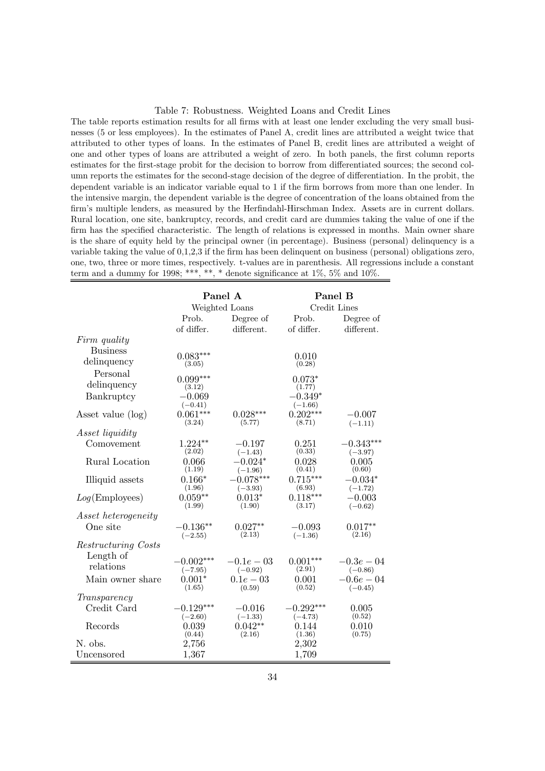Table 7: Robustness. Weighted Loans and Credit Lines

The table reports estimation results for all firms with at least one lender excluding the very small businesses (5 or less employees). In the estimates of Panel A, credit lines are attributed a weight twice that attributed to other types of loans. In the estimates of Panel B, credit lines are attributed a weight of one and other types of loans are attributed a weight of zero. In both panels, the first column reports estimates for the first-stage probit for the decision to borrow from differentiated sources; the second column reports the estimates for the second-stage decision of the degree of differentiation. In the probit, the dependent variable is an indicator variable equal to 1 if the firm borrows from more than one lender. In the intensive margin, the dependent variable is the degree of concentration of the loans obtained from the firm's multiple lenders, as measured by the Herfindahl-Hirschman Index. Assets are in current dollars. Rural location, one site, bankruptcy, records, and credit card are dummies taking the value of one if the firm has the specified characteristic. The length of relations is expressed in months. Main owner share is the share of equity held by the principal owner (in percentage). Business (personal) delinquency is a variable taking the value of 0,1,2,3 if the firm has been delinquent on business (personal) obligations zero, one, two, three or more times, respectively. t-values are in parenthesis. All regressions include a constant term and a dummy for 1998; ***, **, * denote significance at 1%, 5% and 10%.

| | **Panel A** | | **Panel B** | |
|---|---|---|---|---|
| | Weighted Loans | | Credit Lines | |
| | Prob. of differ. | Degree of different. | Prob. of differ. | Degree of different. |
| *Firm quality* | | | | |
| Business delinquency | $0.083^{***}$ (3.05) | | 0.010 (0.28) | |
| Personal delinquency | $0.099^{***}$ (3.12) | | $0.073^{*}$ (1.77) | |
| Bankruptcy | $-0.069$ ($-0.41$) | | $-0.349^{*}$ ($-1.66$) | |
| Asset value (log) | $0.061^{***}$ (3.24) | $0.028^{***}$ (5.77) | $0.202^{***}$ (8.71) | $-0.007$ ($-1.11$) |
| *Asset liquidity* | | | | |
| Comovement | $1.224^{**}$ (2.02) | $-0.197$ ($-1.43$) | 0.251 (0.33) | $-0.343^{***}$ ($-3.97$) |
| Rural Location | 0.066 (1.19) | $-0.024^{*}$ ($-1.96$) | 0.028 (0.41) | 0.005 (0.60) |
| Illiquid assets | $0.166^{*}$ (1.96) | $-0.078^{***}$ ($-3.93$) | $0.715^{***}$ (6.93) | $-0.034^{*}$ ($-1.72$) |
| *Log*(Employees) | $0.059^{**}$ (1.99) | $0.013^{*}$ (1.90) | $0.118^{***}$ (3.17) | $-0.003$ ($-0.62$) |
| *Asset heterogeneity* | | | | |
| One site | $-0.136^{**}$ ($-2.55$) | $0.027^{**}$ (2.13) | $-0.093$ ($-1.36$) | $0.017^{**}$ (2.16) |
| *Restructuring Costs* | | | | |
| Length of relations | $-0.002^{***}$ ($-7.95$) | $-0.1e-03$ ($-0.92$) | $0.001^{***}$ (2.91) | $-0.3e-04$ ($-0.86$) |
| Main owner share | $0.001^{*}$ (1.65) | $0.1e-03$ (0.59) | 0.001 (0.52) | $-0.6e-04$ ($-0.45$) |
| *Transparency* | | | | |
| Credit Card | $-0.129^{***}$ ($-2.60$) | $-0.016$ ($-1.33$) | $-0.292^{***}$ ($-4.73$) | 0.005 (0.52) |
| Records | 0.039 (0.44) | $0.042^{**}$ (2.16) | 0.144 (1.36) | 0.010 (0.75) |
| N. obs. | 2,756 | | 2,302 | |
| Uncensored | 1,367 | | 1,709 | |